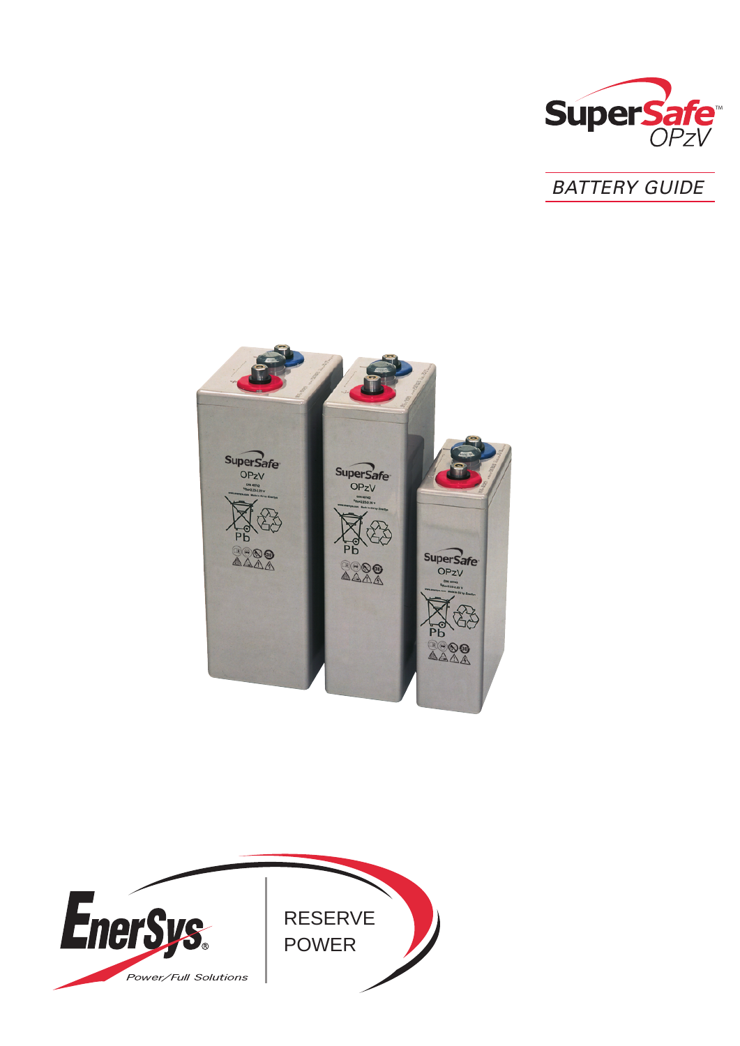# SuperSafe™ OPzV

## BATTERY GUIDE

EnerSys®

Power/Full Solutions

RESERVE POWER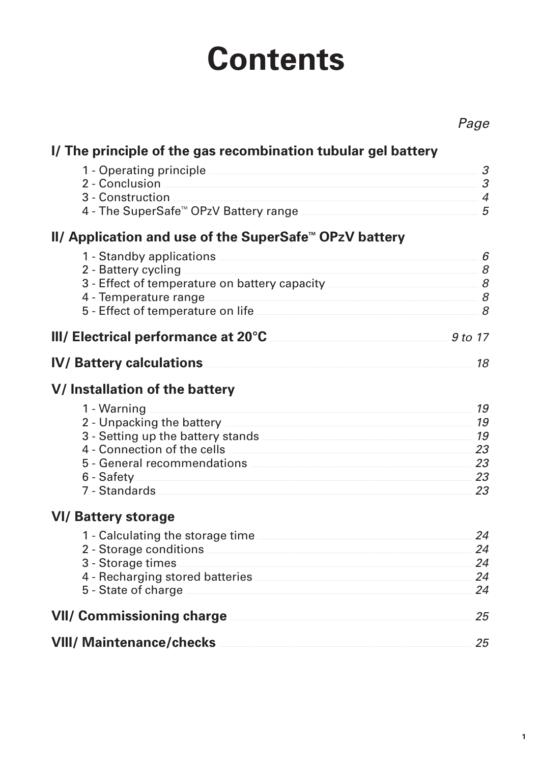# Contents

| | Page |
|---|---|
| **I/ The principle of the gas recombination tubular gel battery** | |
| 1 - Operating principle | 3 |
| 2 - Conclusion | 3 |
| 3 - Construction | 4 |
| 4 - The SuperSafe™ OPzV Battery range | 5 |
| **II/ Application and use of the SuperSafe™ OPzV battery** | |
| 1 - Standby applications | 6 |
| 2 - Battery cycling | 8 |
| 3 - Effect of temperature on battery capacity | 8 |
| 4 - Temperature range | 8 |
| 5 - Effect of temperature on life | 8 |
| **III/ Electrical performance at 20°C** | 9 to 17 |
| **IV/ Battery calculations** | 18 |
| **V/ Installation of the battery** | |
| 1 - Warning | 19 |
| 2 - Unpacking the battery | 19 |
| 3 - Setting up the battery stands | 19 |
| 4 - Connection of the cells | 23 |
| 5 - General recommendations | 23 |
| 6 - Safety | 23 |
| 7 - Standards | 23 |
| **VI/ Battery storage** | |
| 1 - Calculating the storage time | 24 |
| 2 - Storage conditions | 24 |
| 3 - Storage times | 24 |
| 4 - Recharging stored batteries | 24 |
| 5 - State of charge | 24 |
| **VII/ Commissioning charge** | 25 |
| **VIII/ Maintenance/checks** | 25 |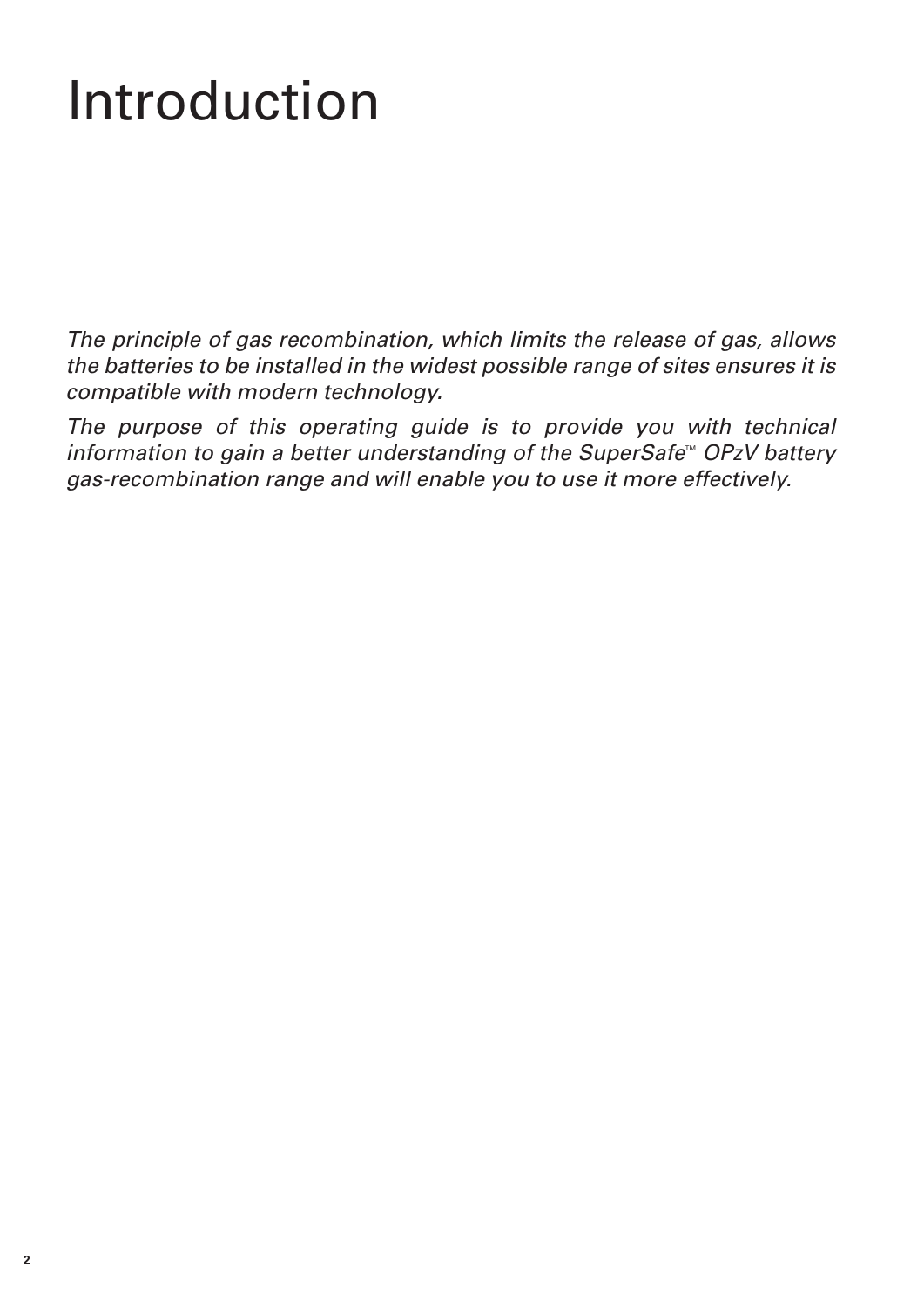# Introduction

*The principle of gas recombination, which limits the release of gas, allows the batteries to be installed in the widest possible range of sites ensures it is compatible with modern technology.*

*The purpose of this operating guide is to provide you with technical information to gain a better understanding of the SuperSafe™ OPzV battery gas-recombination range and will enable you to use it more effectively.*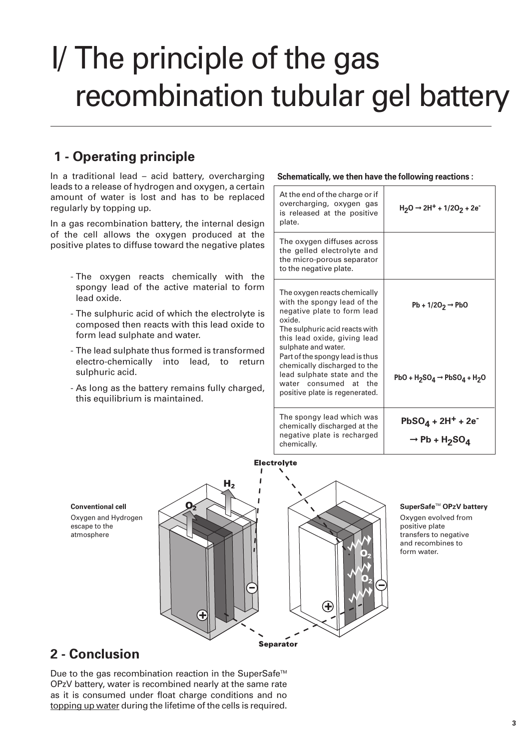# I/ The principle of the gas recombination tubular gel battery

## 1 - Operating principle

In a traditional lead – acid battery, overcharging leads to a release of hydrogen and oxygen, a certain amount of water is lost and has to be replaced regularly by topping up.

In a gas recombination battery, the internal design of the cell allows the oxygen produced at the positive plates to diffuse toward the negative plates

- The oxygen reacts chemically with the spongy lead of the active material to form lead oxide.
- The sulphuric acid of which the electrolyte is composed then reacts with this lead oxide to form lead sulphate and water.
- The lead sulphate thus formed is transformed electro-chemically into lead, to return sulphuric acid.
- As long as the battery remains fully charged, this equilibrium is maintained.

**Schematically, we then have the following reactions :**

| | |
|---|---|
| At the end of the charge or if overcharging, oxygen gas is released at the positive plate. | $H_2O \rightarrow 2H^+ + 1/2O_2 + 2e^-$ |
| The oxygen diffuses across the gelled electrolyte and the micro-porous separator to the negative plate. | |
| The oxygen reacts chemically with the spongy lead of the negative plate to form lead oxide. The sulphuric acid reacts with this lead oxide, giving lead sulphate and water. Part of the spongy lead is thus chemically discharged to the lead sulphate state and the water consumed at the positive plate is regenerated. | $Pb + 1/2O_2 \rightarrow PbO$ <br> $PbO + H_2SO_4 \rightarrow PbSO_4 + H_2O$ |
| The spongy lead which was chemically discharged at the negative plate is recharged chemically. | $PbSO_4 + 2H^+ + 2e^- \rightarrow Pb + H_2SO_4$ |

**Conventional cell**
Oxygen and Hydrogen escape to the atmosphere

**SuperSafe™ OPzV battery**
Oxygen evolved from positive plate transfers to negative and recombines to form water.

## 2 - Conclusion

Due to the gas recombination reaction in the SuperSafe™ OPzV battery, water is recombined nearly at the same rate as it is consumed under float charge conditions and no topping up water during the lifetime of the cells is required.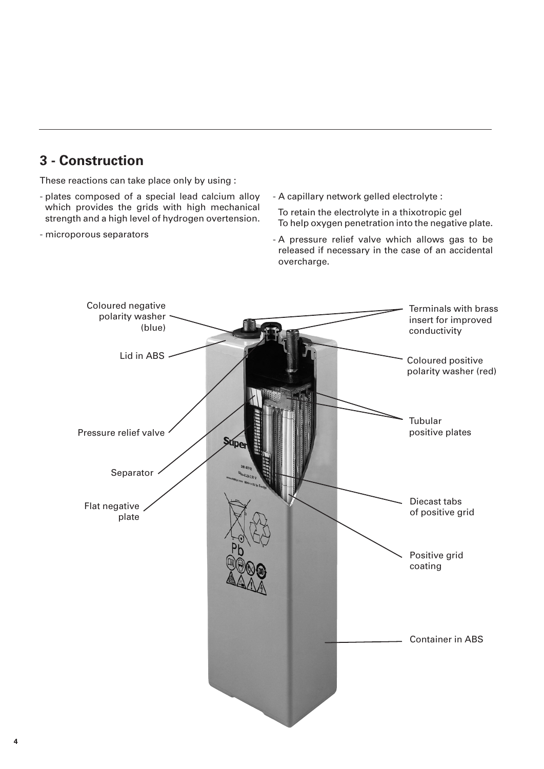## 3 - Construction

These reactions can take place only by using :

- plates composed of a special lead calcium alloy which provides the grids with high mechanical strength and a high level of hydrogen overtension.
- microporous separators
- A capillary network gelled electrolyte :

  To retain the electrolyte in a thixotropic gel
  To help oxygen penetration into the negative plate.
- A pressure relief valve which allows gas to be released if necessary in the case of an accidental overcharge.

Coloured negative polarity washer (blue)

Lid in ABS

Pressure relief valve

Separator

Flat negative plate

Terminals with brass insert for improved conductivity

Coloured positive polarity washer (red)

Tubular positive plates

Diecast tabs of positive grid

Positive grid coating

Container in ABS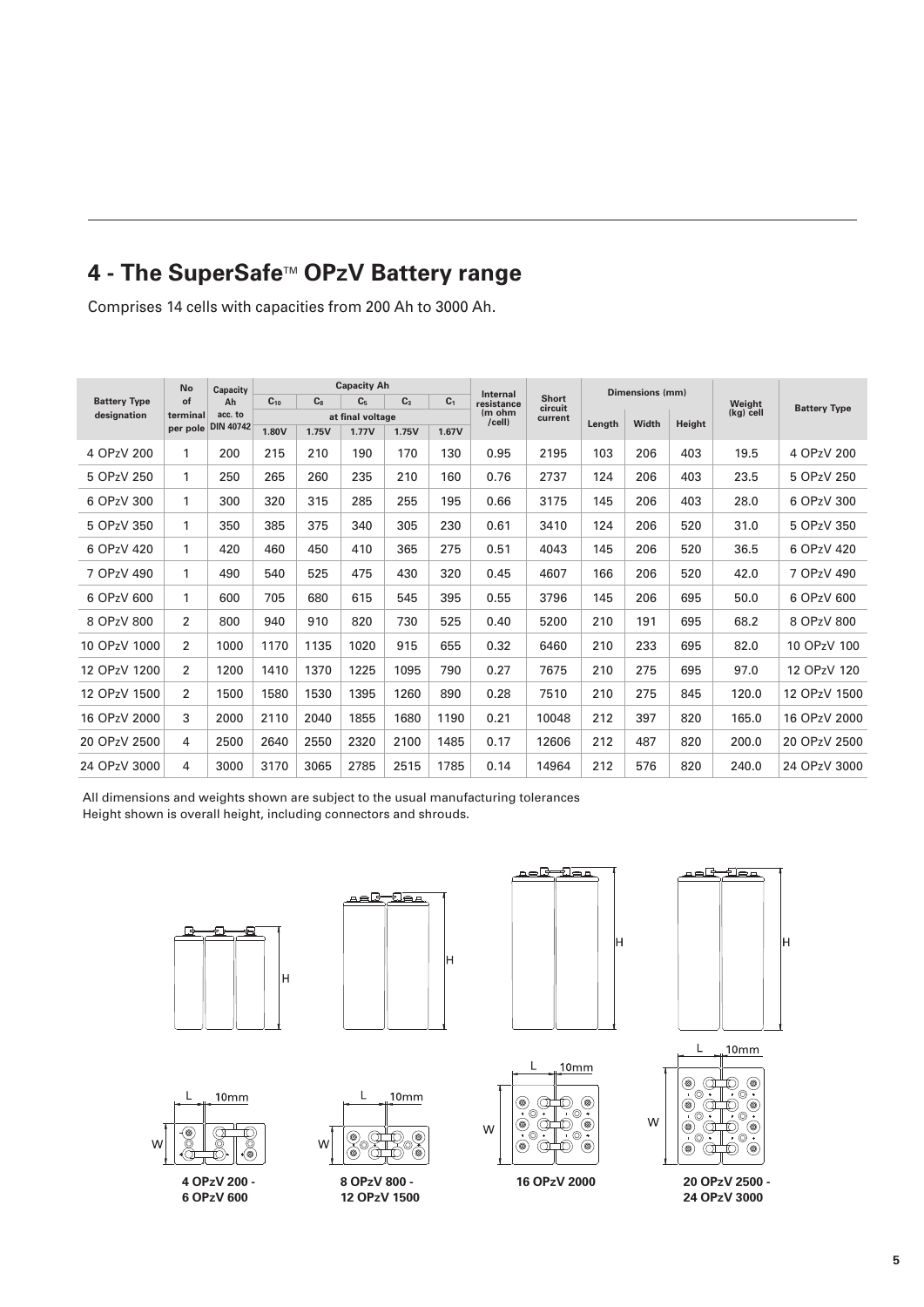## 4 - The SuperSafe™ OPzV Battery range

Comprises 14 cells with capacities from 200 Ah to 3000 Ah.

| Battery Type designation | No of terminal per pole | Capacity Ah acc. to DIN 40742 | Capacity Ah | | | | | Internal resistance (m ohm /cell) | Short circuit current | Dimensions (mm) | | | Weight (kg) cell | Battery Type |
|---|---|---|---|---|---|---|---|---|---|---|---|---|---|---|
| | | | $C_{10}$ | $C_8$ | $C_5$ | $C_3$ | $C_1$ | | | Length | Width | Height | | |
| | | | at final voltage | | | | | | | | | | | |
| | | | 1.80V | 1.75V | 1.77V | 1.75V | 1.67V | | | | | | | |
| 4 OPzV 200 | 1 | 200 | 215 | 210 | 190 | 170 | 130 | 0.95 | 2195 | 103 | 206 | 403 | 19.5 | 4 OPzV 200 |
| 5 OPzV 250 | 1 | 250 | 265 | 260 | 235 | 210 | 160 | 0.76 | 2737 | 124 | 206 | 403 | 23.5 | 5 OPzV 250 |
| 6 OPzV 300 | 1 | 300 | 320 | 315 | 285 | 255 | 195 | 0.66 | 3175 | 145 | 206 | 403 | 28.0 | 6 OPzV 300 |
| 5 OPzV 350 | 1 | 350 | 385 | 375 | 340 | 305 | 230 | 0.61 | 3410 | 124 | 206 | 520 | 31.0 | 5 OPzV 350 |
| 6 OPzV 420 | 1 | 420 | 460 | 450 | 410 | 365 | 275 | 0.51 | 4043 | 145 | 206 | 520 | 36.5 | 6 OPzV 420 |
| 7 OPzV 490 | 1 | 490 | 540 | 525 | 475 | 430 | 320 | 0.45 | 4607 | 166 | 206 | 520 | 42.0 | 7 OPzV 490 |
| 6 OPzV 600 | 1 | 600 | 705 | 680 | 615 | 545 | 395 | 0.55 | 3796 | 145 | 206 | 695 | 50.0 | 6 OPzV 600 |
| 8 OPzV 800 | 2 | 800 | 940 | 910 | 820 | 730 | 525 | 0.40 | 5200 | 210 | 191 | 695 | 68.2 | 8 OPzV 800 |
| 10 OPzV 1000 | 2 | 1000 | 1170 | 1135 | 1020 | 915 | 655 | 0.32 | 6460 | 210 | 233 | 695 | 82.0 | 10 OPzV 100 |
| 12 OPzV 1200 | 2 | 1200 | 1410 | 1370 | 1225 | 1095 | 790 | 0.27 | 7675 | 210 | 275 | 695 | 97.0 | 12 OPzV 120 |
| 12 OPzV 1500 | 2 | 1500 | 1580 | 1530 | 1395 | 1260 | 890 | 0.28 | 7510 | 210 | 275 | 845 | 120.0 | 12 OPzV 1500 |
| 16 OPzV 2000 | 3 | 2000 | 2110 | 2040 | 1855 | 1680 | 1190 | 0.21 | 10048 | 212 | 397 | 820 | 165.0 | 16 OPzV 2000 |
| 20 OPzV 2500 | 4 | 2500 | 2640 | 2550 | 2320 | 2100 | 1485 | 0.17 | 12606 | 212 | 487 | 820 | 200.0 | 20 OPzV 2500 |
| 24 OPzV 3000 | 4 | 3000 | 3170 | 3065 | 2785 | 2515 | 1785 | 0.14 | 14964 | 212 | 576 | 820 | 240.0 | 24 OPzV 3000 |

All dimensions and weights shown are subject to the usual manufacturing tolerances
Height shown is overall height, including connectors and shrouds.

H

L 10mm W

**4 OPzV 200 - 6 OPzV 600**

**8 OPzV 800 - 12 OPzV 1500**

**16 OPzV 2000**

**20 OPzV 2500 - 24 OPzV 3000**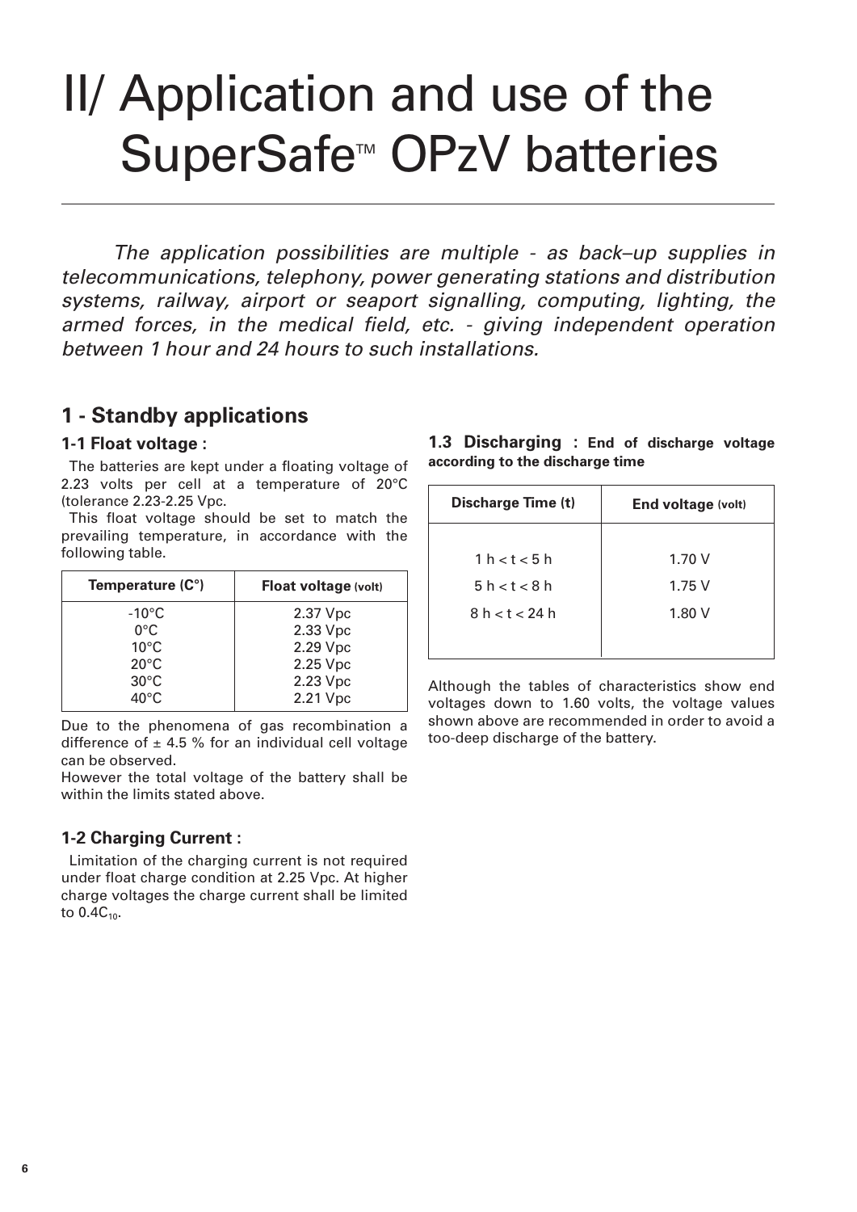# II/ Application and use of the SuperSafe™ OPzV batteries

*The application possibilities are multiple - as back–up supplies in telecommunications, telephony, power generating stations and distribution systems, railway, airport or seaport signalling, computing, lighting, the armed forces, in the medical field, etc. - giving independent operation between 1 hour and 24 hours to such installations.*

## 1 - Standby applications

### 1-1 Float voltage :

The batteries are kept under a floating voltage of 2.23 volts per cell at a temperature of 20°C (tolerance 2.23-2.25 Vpc.

This float voltage should be set to match the prevailing temperature, in accordance with the following table.

| Temperature (C°) | Float voltage (volt) |
|---|---|
| -10°C | 2.37 Vpc |
| 0°C | 2.33 Vpc |
| 10°C | 2.29 Vpc |
| 20°C | 2.25 Vpc |
| 30°C | 2.23 Vpc |
| 40°C | 2.21 Vpc |

Due to the phenomena of gas recombination a difference of ± 4.5 % for an individual cell voltage can be observed.

However the total voltage of the battery shall be within the limits stated above.

### 1-2 Charging Current :

Limitation of the charging current is not required under float charge condition at 2.25 Vpc. At higher charge voltages the charge current shall be limited to $0.4C_{10}$.

### 1.3 Discharging : End of discharge voltage according to the discharge time

| Discharge Time (t) | End voltage (volt) |
|---|---|
| 1 h < t < 5 h | 1.70 V |
| 5 h < t < 8 h | 1.75 V |
| 8 h < t < 24 h | 1.80 V |

Although the tables of characteristics show end voltages down to 1.60 volts, the voltage values shown above are recommended in order to avoid a too-deep discharge of the battery.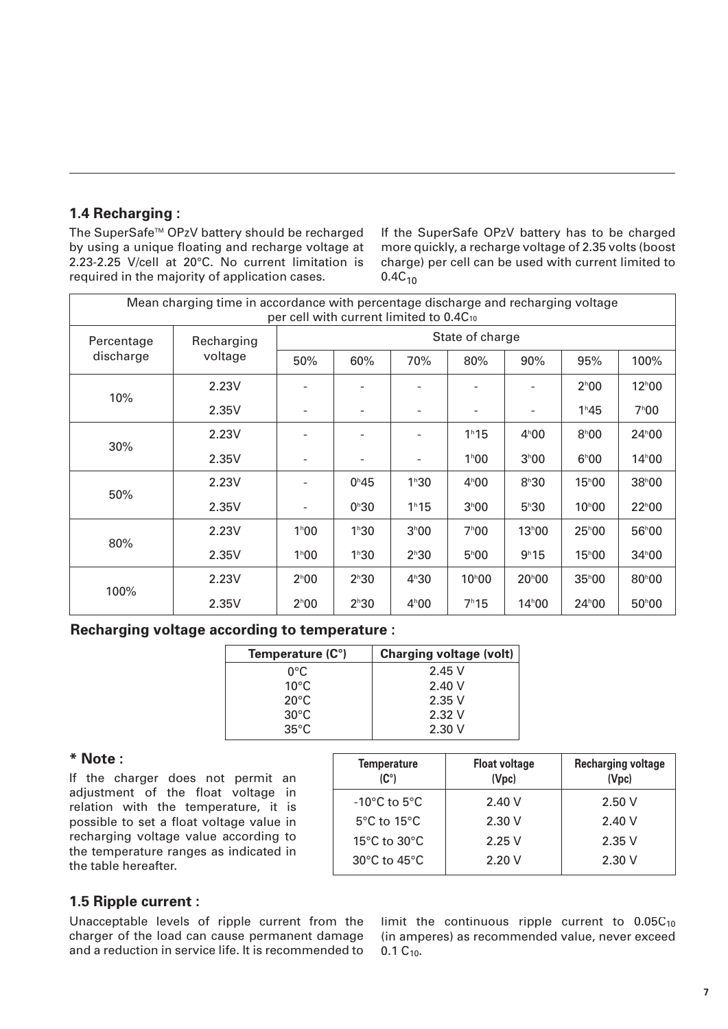## 1.4 Recharging :

The SuperSafe™ OPzV battery should be recharged by using a unique floating and recharge voltage at 2.23-2.25 V/cell at 20°C. No current limitation is required in the majority of application cases.

If the SuperSafe OPzV battery has to be charged more quickly, a recharge voltage of 2.35 volts (boost charge) per cell can be used with current limited to $0.4C_{10}$

| Mean charging time in accordance with percentage discharge and recharging voltage per cell with current limited to $0.4C_{10}$ | | | | | | | | |
|---|---|---|---|---|---|---|---|---|
| Percentage discharge | Recharging voltage | State of charge | | | | | | |
| | | 50% | 60% | 70% | 80% | 90% | 95% | 100% |
| 10% | 2.23V | - | - | - | - | - | 2h00 | 12h00 |
| | 2.35V | - | - | - | - | - | 1h45 | 7h00 |
| 30% | 2.23V | - | - | - | 1h15 | 4h00 | 8h00 | 24h00 |
| | 2.35V | - | - | - | 1h00 | 3h00 | 6h00 | 14h00 |
| 50% | 2.23V | - | 0h45 | 1h30 | 4h00 | 8h30 | 15h00 | 38h00 |
| | 2.35V | - | 0h30 | 1h15 | 3h00 | 5h30 | 10h00 | 22h00 |
| 80% | 2.23V | 1h00 | 1h30 | 3h00 | 7h00 | 13h00 | 25h00 | 56h00 |
| | 2.35V | 1h00 | 1h30 | 2h30 | 5h00 | 9h15 | 15h00 | 34h00 |
| 100% | 2.23V | 2h00 | 2h30 | 4h30 | 10h00 | 20h00 | 35h00 | 80h00 |
| | 2.35V | 2h00 | 2h30 | 4h00 | 7h15 | 14h00 | 24h00 | 50h00 |

**Recharging voltage according to temperature :**

| Temperature (C°) | Charging voltage (volt) |
|---|---|
| 0°C | 2.45 V |
| 10°C | 2.40 V |
| 20°C | 2.35 V |
| 30°C | 2.32 V |
| 35°C | 2.30 V |

### * Note :

If the charger does not permit an adjustment of the float voltage in relation with the temperature, it is possible to set a float voltage value in recharging voltage value according to the temperature ranges as indicated in the table hereafter.

| Temperature (C°) | Float voltage (Vpc) | Recharging voltage (Vpc) |
|---|---|---|
| -10°C to 5°C | 2.40 V | 2.50 V |
| 5°C to 15°C | 2.30 V | 2.40 V |
| 15°C to 30°C | 2.25 V | 2.35 V |
| 30°C to 45°C | 2.20 V | 2.30 V |

## 1.5 Ripple current :

Unacceptable levels of ripple current from the charger of the load can cause permanent damage and a reduction in service life. It is recommended to limit the continuous ripple current to $0.05C_{10}$ (in amperes) as recommended value, never exceed $0.1\ C_{10}$.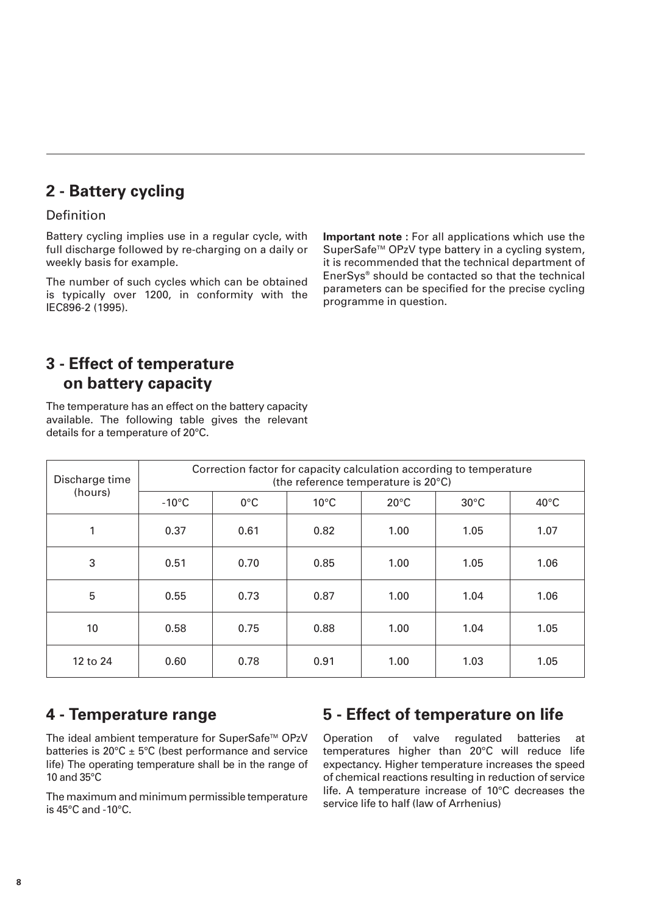## 2 - Battery cycling

### Definition

Battery cycling implies use in a regular cycle, with full discharge followed by re-charging on a daily or weekly basis for example.

The number of such cycles which can be obtained is typically over 1200, in conformity with the IEC896-2 (1995).

**Important note :** For all applications which use the SuperSafe™ OPzV type battery in a cycling system, it is recommended that the technical department of EnerSys® should be contacted so that the technical parameters can be specified for the precise cycling programme in question.

## 3 - Effect of temperature on battery capacity

The temperature has an effect on the battery capacity available. The following table gives the relevant details for a temperature of 20°C.

| Discharge time (hours) | Correction factor for capacity calculation according to temperature (the reference temperature is 20°C) | | | | | |
|---|---|---|---|---|---|---|
| | -10°C | 0°C | 10°C | 20°C | 30°C | 40°C |
| 1 | 0.37 | 0.61 | 0.82 | 1.00 | 1.05 | 1.07 |
| 3 | 0.51 | 0.70 | 0.85 | 1.00 | 1.05 | 1.06 |
| 5 | 0.55 | 0.73 | 0.87 | 1.00 | 1.04 | 1.06 |
| 10 | 0.58 | 0.75 | 0.88 | 1.00 | 1.04 | 1.05 |
| 12 to 24 | 0.60 | 0.78 | 0.91 | 1.00 | 1.03 | 1.05 |

## 4 - Temperature range

The ideal ambient temperature for SuperSafe™ OPzV batteries is 20°C ± 5°C (best performance and service life) The operating temperature shall be in the range of 10 and 35°C

The maximum and minimum permissible temperature is 45°C and -10°C.

## 5 - Effect of temperature on life

Operation of valve regulated batteries at temperatures higher than 20°C will reduce life expectancy. Higher temperature increases the speed of chemical reactions resulting in reduction of service life. A temperature increase of 10°C decreases the service life to half (law of Arrhenius)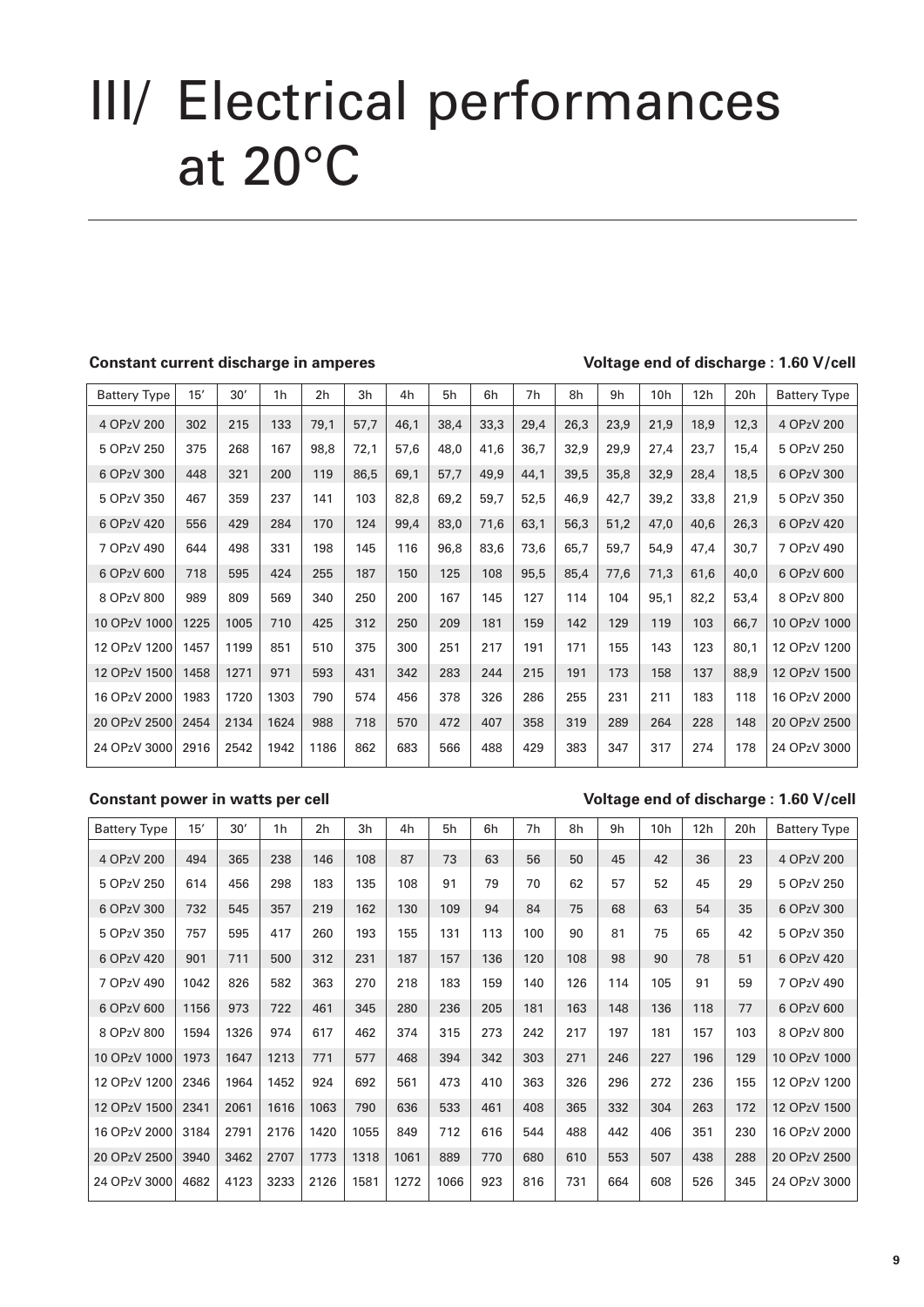# III/ Electrical performances at 20°C

**Constant current discharge in amperes** **Voltage end of discharge : 1.60 V/cell**

| Battery Type | 15′ | 30′ | 1h | 2h | 3h | 4h | 5h | 6h | 7h | 8h | 9h | 10h | 12h | 20h | Battery Type |
|---|---|---|---|---|---|---|---|---|---|---|---|---|---|---|---|
| 4 OPzV 200 | 302 | 215 | 133 | 79,1 | 57,7 | 46,1 | 38,4 | 33,3 | 29,4 | 26,3 | 23,9 | 21,9 | 18,9 | 12,3 | 4 OPzV 200 |
| 5 OPzV 250 | 375 | 268 | 167 | 98,8 | 72,1 | 57,6 | 48,0 | 41,6 | 36,7 | 32,9 | 29,9 | 27,4 | 23,7 | 15,4 | 5 OPzV 250 |
| 6 OPzV 300 | 448 | 321 | 200 | 119 | 86,5 | 69,1 | 57,7 | 49,9 | 44,1 | 39,5 | 35,8 | 32,9 | 28,4 | 18,5 | 6 OPzV 300 |
| 5 OPzV 350 | 467 | 359 | 237 | 141 | 103 | 82,8 | 69,2 | 59,7 | 52,5 | 46,9 | 42,7 | 39,2 | 33,8 | 21,9 | 5 OPzV 350 |
| 6 OPzV 420 | 556 | 429 | 284 | 170 | 124 | 99,4 | 83,0 | 71,6 | 63,1 | 56,3 | 51,2 | 47,0 | 40,6 | 26,3 | 6 OPzV 420 |
| 7 OPzV 490 | 644 | 498 | 331 | 198 | 145 | 116 | 96,8 | 83,6 | 73,6 | 65,7 | 59,7 | 54,9 | 47,4 | 30,7 | 7 OPzV 490 |
| 6 OPzV 600 | 718 | 595 | 424 | 255 | 187 | 150 | 125 | 108 | 95,5 | 85,4 | 77,6 | 71,3 | 61,6 | 40,0 | 6 OPzV 600 |
| 8 OPzV 800 | 989 | 809 | 569 | 340 | 250 | 200 | 167 | 145 | 127 | 114 | 104 | 95,1 | 82,2 | 53,4 | 8 OPzV 800 |
| 10 OPzV 1000 | 1225 | 1005 | 710 | 425 | 312 | 250 | 209 | 181 | 159 | 142 | 129 | 119 | 103 | 66,7 | 10 OPzV 1000 |
| 12 OPzV 1200 | 1457 | 1199 | 851 | 510 | 375 | 300 | 251 | 217 | 191 | 171 | 155 | 143 | 123 | 80,1 | 12 OPzV 1200 |
| 12 OPzV 1500 | 1458 | 1271 | 971 | 593 | 431 | 342 | 283 | 244 | 215 | 191 | 173 | 158 | 137 | 88,9 | 12 OPzV 1500 |
| 16 OPzV 2000 | 1983 | 1720 | 1303 | 790 | 574 | 456 | 378 | 326 | 286 | 255 | 231 | 211 | 183 | 118 | 16 OPzV 2000 |
| 20 OPzV 2500 | 2454 | 2134 | 1624 | 988 | 718 | 570 | 472 | 407 | 358 | 319 | 289 | 264 | 228 | 148 | 20 OPzV 2500 |
| 24 OPzV 3000 | 2916 | 2542 | 1942 | 1186 | 862 | 683 | 566 | 488 | 429 | 383 | 347 | 317 | 274 | 178 | 24 OPzV 3000 |

**Constant power in watts per cell** **Voltage end of discharge : 1.60 V/cell**

| Battery Type | 15′ | 30′ | 1h | 2h | 3h | 4h | 5h | 6h | 7h | 8h | 9h | 10h | 12h | 20h | Battery Type |
|---|---|---|---|---|---|---|---|---|---|---|---|---|---|---|---|
| 4 OPzV 200 | 494 | 365 | 238 | 146 | 108 | 87 | 73 | 63 | 56 | 50 | 45 | 42 | 36 | 23 | 4 OPzV 200 |
| 5 OPzV 250 | 614 | 456 | 298 | 183 | 135 | 108 | 91 | 79 | 70 | 62 | 57 | 52 | 45 | 29 | 5 OPzV 250 |
| 6 OPzV 300 | 732 | 545 | 357 | 219 | 162 | 130 | 109 | 94 | 84 | 75 | 68 | 63 | 54 | 35 | 6 OPzV 300 |
| 5 OPzV 350 | 757 | 595 | 417 | 260 | 193 | 155 | 131 | 113 | 100 | 90 | 81 | 75 | 65 | 42 | 5 OPzV 350 |
| 6 OPzV 420 | 901 | 711 | 500 | 312 | 231 | 187 | 157 | 136 | 120 | 108 | 98 | 90 | 78 | 51 | 6 OPzV 420 |
| 7 OPzV 490 | 1042 | 826 | 582 | 363 | 270 | 218 | 183 | 159 | 140 | 126 | 114 | 105 | 91 | 59 | 7 OPzV 490 |
| 6 OPzV 600 | 1156 | 973 | 722 | 461 | 345 | 280 | 236 | 205 | 181 | 163 | 148 | 136 | 118 | 77 | 6 OPzV 600 |
| 8 OPzV 800 | 1594 | 1326 | 974 | 617 | 462 | 374 | 315 | 273 | 242 | 217 | 197 | 181 | 157 | 103 | 8 OPzV 800 |
| 10 OPzV 1000 | 1973 | 1647 | 1213 | 771 | 577 | 468 | 394 | 342 | 303 | 271 | 246 | 227 | 196 | 129 | 10 OPzV 1000 |
| 12 OPzV 1200 | 2346 | 1964 | 1452 | 924 | 692 | 561 | 473 | 410 | 363 | 326 | 296 | 272 | 236 | 155 | 12 OPzV 1200 |
| 12 OPzV 1500 | 2341 | 2061 | 1616 | 1063 | 790 | 636 | 533 | 461 | 408 | 365 | 332 | 304 | 263 | 172 | 12 OPzV 1500 |
| 16 OPzV 2000 | 3184 | 2791 | 2176 | 1420 | 1055 | 849 | 712 | 616 | 544 | 488 | 442 | 406 | 351 | 230 | 16 OPzV 2000 |
| 20 OPzV 2500 | 3940 | 3462 | 2707 | 1773 | 1318 | 1061 | 889 | 770 | 680 | 610 | 553 | 507 | 438 | 288 | 20 OPzV 2500 |
| 24 OPzV 3000 | 4682 | 4123 | 3233 | 2126 | 1581 | 1272 | 1066 | 923 | 816 | 731 | 664 | 608 | 526 | 345 | 24 OPzV 3000 |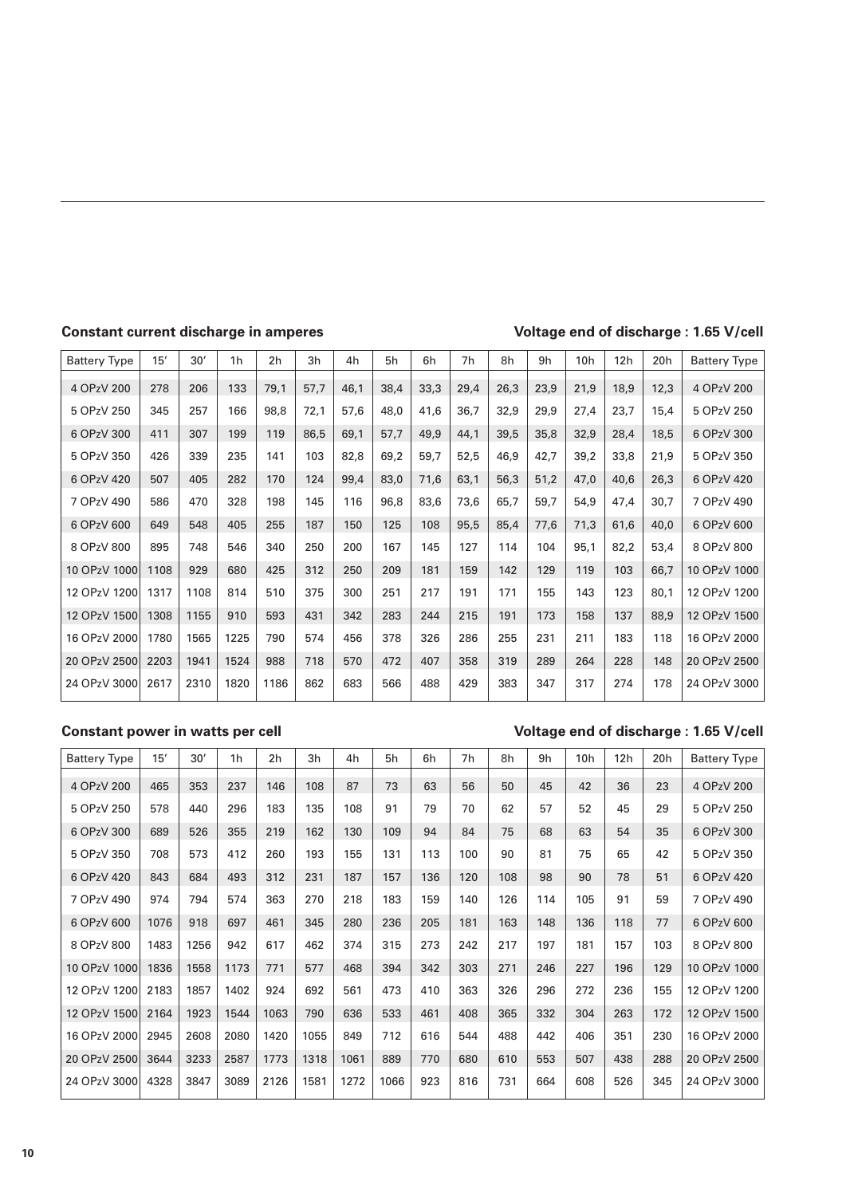**Constant current discharge in amperes** **Voltage end of discharge : 1.65 V/cell**

| Battery Type | 15′ | 30′ | 1h | 2h | 3h | 4h | 5h | 6h | 7h | 8h | 9h | 10h | 12h | 20h | Battery Type |
|---|---|---|---|---|---|---|---|---|---|---|---|---|---|---|---|
| 4 OPzV 200 | 278 | 206 | 133 | 79,1 | 57,7 | 46,1 | 38,4 | 33,3 | 29,4 | 26,3 | 23,9 | 21,9 | 18,9 | 12,3 | 4 OPzV 200 |
| 5 OPzV 250 | 345 | 257 | 166 | 98,8 | 72,1 | 57,6 | 48,0 | 41,6 | 36,7 | 32,9 | 29,9 | 27,4 | 23,7 | 15,4 | 5 OPzV 250 |
| 6 OPzV 300 | 411 | 307 | 199 | 119 | 86,5 | 69,1 | 57,7 | 49,9 | 44,1 | 39,5 | 35,8 | 32,9 | 28,4 | 18,5 | 6 OPzV 300 |
| 5 OPzV 350 | 426 | 339 | 235 | 141 | 103 | 82,8 | 69,2 | 59,7 | 52,5 | 46,9 | 42,7 | 39,2 | 33,8 | 21,9 | 5 OPzV 350 |
| 6 OPzV 420 | 507 | 405 | 282 | 170 | 124 | 99,4 | 83,0 | 71,6 | 63,1 | 56,3 | 51,2 | 47,0 | 40,6 | 26,3 | 6 OPzV 420 |
| 7 OPzV 490 | 586 | 470 | 328 | 198 | 145 | 116 | 96,8 | 83,6 | 73,6 | 65,7 | 59,7 | 54,9 | 47,4 | 30,7 | 7 OPzV 490 |
| 6 OPzV 600 | 649 | 548 | 405 | 255 | 187 | 150 | 125 | 108 | 95,5 | 85,4 | 77,6 | 71,3 | 61,6 | 40,0 | 6 OPzV 600 |
| 8 OPzV 800 | 895 | 748 | 546 | 340 | 250 | 200 | 167 | 145 | 127 | 114 | 104 | 95,1 | 82,2 | 53,4 | 8 OPzV 800 |
| 10 OPzV 1000 | 1108 | 929 | 680 | 425 | 312 | 250 | 209 | 181 | 159 | 142 | 129 | 119 | 103 | 66,7 | 10 OPzV 1000 |
| 12 OPzV 1200 | 1317 | 1108 | 814 | 510 | 375 | 300 | 251 | 217 | 191 | 171 | 155 | 143 | 123 | 80,1 | 12 OPzV 1200 |
| 12 OPzV 1500 | 1308 | 1155 | 910 | 593 | 431 | 342 | 283 | 244 | 215 | 191 | 173 | 158 | 137 | 88,9 | 12 OPzV 1500 |
| 16 OPzV 2000 | 1780 | 1565 | 1225 | 790 | 574 | 456 | 378 | 326 | 286 | 255 | 231 | 211 | 183 | 118 | 16 OPzV 2000 |
| 20 OPzV 2500 | 2203 | 1941 | 1524 | 988 | 718 | 570 | 472 | 407 | 358 | 319 | 289 | 264 | 228 | 148 | 20 OPzV 2500 |
| 24 OPzV 3000 | 2617 | 2310 | 1820 | 1186 | 862 | 683 | 566 | 488 | 429 | 383 | 347 | 317 | 274 | 178 | 24 OPzV 3000 |

**Constant power in watts per cell** **Voltage end of discharge : 1.65 V/cell**

| Battery Type | 15′ | 30′ | 1h | 2h | 3h | 4h | 5h | 6h | 7h | 8h | 9h | 10h | 12h | 20h | Battery Type |
|---|---|---|---|---|---|---|---|---|---|---|---|---|---|---|---|
| 4 OPzV 200 | 465 | 353 | 237 | 146 | 108 | 87 | 73 | 63 | 56 | 50 | 45 | 42 | 36 | 23 | 4 OPzV 200 |
| 5 OPzV 250 | 578 | 440 | 296 | 183 | 135 | 108 | 91 | 79 | 70 | 62 | 57 | 52 | 45 | 29 | 5 OPzV 250 |
| 6 OPzV 300 | 689 | 526 | 355 | 219 | 162 | 130 | 109 | 94 | 84 | 75 | 68 | 63 | 54 | 35 | 6 OPzV 300 |
| 5 OPzV 350 | 708 | 573 | 412 | 260 | 193 | 155 | 131 | 113 | 100 | 90 | 81 | 75 | 65 | 42 | 5 OPzV 350 |
| 6 OPzV 420 | 843 | 684 | 493 | 312 | 231 | 187 | 157 | 136 | 120 | 108 | 98 | 90 | 78 | 51 | 6 OPzV 420 |
| 7 OPzV 490 | 974 | 794 | 574 | 363 | 270 | 218 | 183 | 159 | 140 | 126 | 114 | 105 | 91 | 59 | 7 OPzV 490 |
| 6 OPzV 600 | 1076 | 918 | 697 | 461 | 345 | 280 | 236 | 205 | 181 | 163 | 148 | 136 | 118 | 77 | 6 OPzV 600 |
| 8 OPzV 800 | 1483 | 1256 | 942 | 617 | 462 | 374 | 315 | 273 | 242 | 217 | 197 | 181 | 157 | 103 | 8 OPzV 800 |
| 10 OPzV 1000 | 1836 | 1558 | 1173 | 771 | 577 | 468 | 394 | 342 | 303 | 271 | 246 | 227 | 196 | 129 | 10 OPzV 1000 |
| 12 OPzV 1200 | 2183 | 1857 | 1402 | 924 | 692 | 561 | 473 | 410 | 363 | 326 | 296 | 272 | 236 | 155 | 12 OPzV 1200 |
| 12 OPzV 1500 | 2164 | 1923 | 1544 | 1063 | 790 | 636 | 533 | 461 | 408 | 365 | 332 | 304 | 263 | 172 | 12 OPzV 1500 |
| 16 OPzV 2000 | 2945 | 2608 | 2080 | 1420 | 1055 | 849 | 712 | 616 | 544 | 488 | 442 | 406 | 351 | 230 | 16 OPzV 2000 |
| 20 OPzV 2500 | 3644 | 3233 | 2587 | 1773 | 1318 | 1061 | 889 | 770 | 680 | 610 | 553 | 507 | 438 | 288 | 20 OPzV 2500 |
| 24 OPzV 3000 | 4328 | 3847 | 3089 | 2126 | 1581 | 1272 | 1066 | 923 | 816 | 731 | 664 | 608 | 526 | 345 | 24 OPzV 3000 |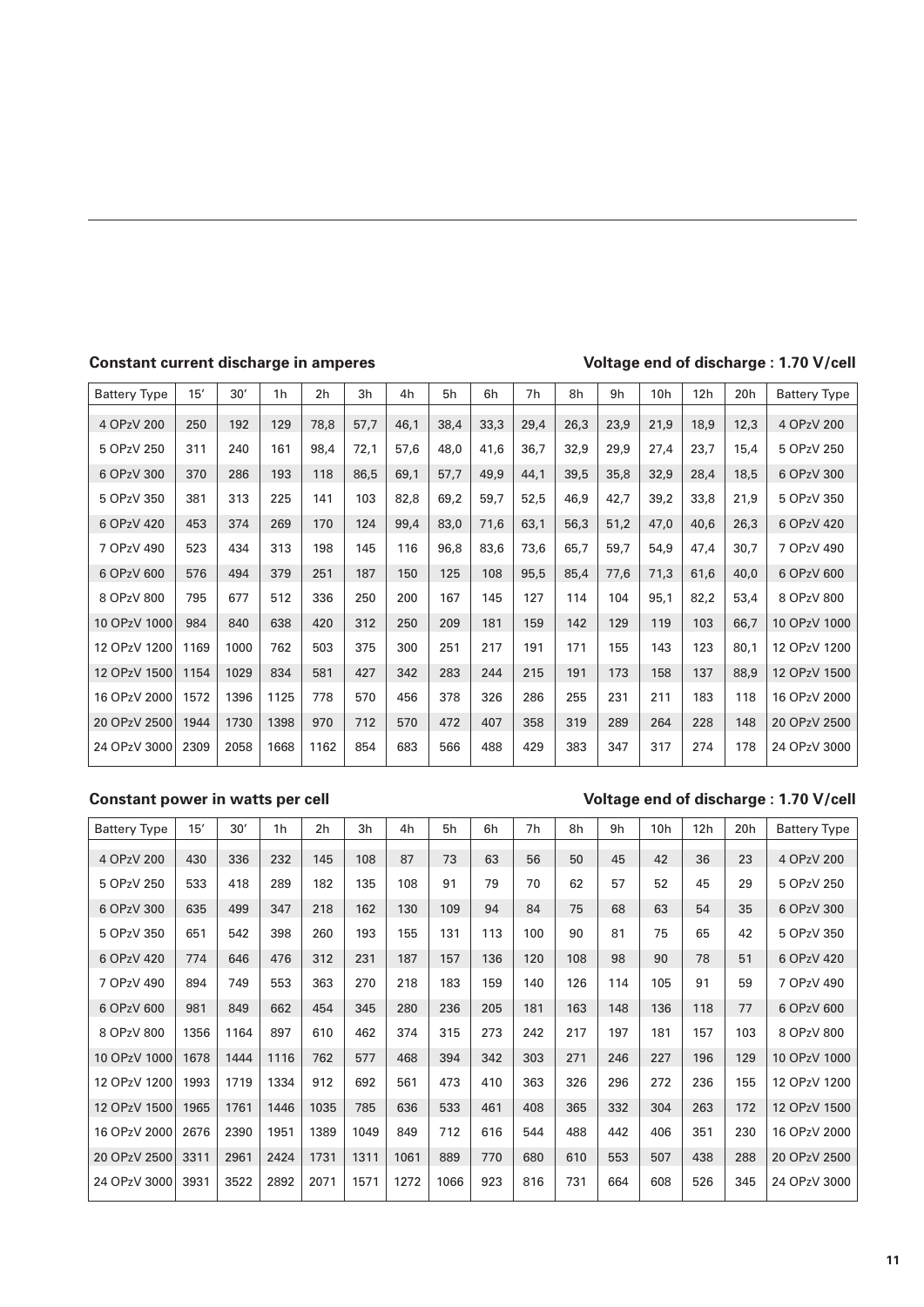**Constant current discharge in amperes** **Voltage end of discharge : 1.70 V/cell**

| Battery Type | 15′ | 30′ | 1h | 2h | 3h | 4h | 5h | 6h | 7h | 8h | 9h | 10h | 12h | 20h | Battery Type |
|---|---|---|---|---|---|---|---|---|---|---|---|---|---|---|---|
| 4 OPzV 200 | 250 | 192 | 129 | 78,8 | 57,7 | 46,1 | 38,4 | 33,3 | 29,4 | 26,3 | 23,9 | 21,9 | 18,9 | 12,3 | 4 OPzV 200 |
| 5 OPzV 250 | 311 | 240 | 161 | 98,4 | 72,1 | 57,6 | 48,0 | 41,6 | 36,7 | 32,9 | 29,9 | 27,4 | 23,7 | 15,4 | 5 OPzV 250 |
| 6 OPzV 300 | 370 | 286 | 193 | 118 | 86,5 | 69,1 | 57,7 | 49,9 | 44,1 | 39,5 | 35,8 | 32,9 | 28,4 | 18,5 | 6 OPzV 300 |
| 5 OPzV 350 | 381 | 313 | 225 | 141 | 103 | 82,8 | 69,2 | 59,7 | 52,5 | 46,9 | 42,7 | 39,2 | 33,8 | 21,9 | 5 OPzV 350 |
| 6 OPzV 420 | 453 | 374 | 269 | 170 | 124 | 99,4 | 83,0 | 71,6 | 63,1 | 56,3 | 51,2 | 47,0 | 40,6 | 26,3 | 6 OPzV 420 |
| 7 OPzV 490 | 523 | 434 | 313 | 198 | 145 | 116 | 96,8 | 83,6 | 73,6 | 65,7 | 59,7 | 54,9 | 47,4 | 30,7 | 7 OPzV 490 |
| 6 OPzV 600 | 576 | 494 | 379 | 251 | 187 | 150 | 125 | 108 | 95,5 | 85,4 | 77,6 | 71,3 | 61,6 | 40,0 | 6 OPzV 600 |
| 8 OPzV 800 | 795 | 677 | 512 | 336 | 250 | 200 | 167 | 145 | 127 | 114 | 104 | 95,1 | 82,2 | 53,4 | 8 OPzV 800 |
| 10 OPzV 1000 | 984 | 840 | 638 | 420 | 312 | 250 | 209 | 181 | 159 | 142 | 129 | 119 | 103 | 66,7 | 10 OPzV 1000 |
| 12 OPzV 1200 | 1169 | 1000 | 762 | 503 | 375 | 300 | 251 | 217 | 191 | 171 | 155 | 143 | 123 | 80,1 | 12 OPzV 1200 |
| 12 OPzV 1500 | 1154 | 1029 | 834 | 581 | 427 | 342 | 283 | 244 | 215 | 191 | 173 | 158 | 137 | 88,9 | 12 OPzV 1500 |
| 16 OPzV 2000 | 1572 | 1396 | 1125 | 778 | 570 | 456 | 378 | 326 | 286 | 255 | 231 | 211 | 183 | 118 | 16 OPzV 2000 |
| 20 OPzV 2500 | 1944 | 1730 | 1398 | 970 | 712 | 570 | 472 | 407 | 358 | 319 | 289 | 264 | 228 | 148 | 20 OPzV 2500 |
| 24 OPzV 3000 | 2309 | 2058 | 1668 | 1162 | 854 | 683 | 566 | 488 | 429 | 383 | 347 | 317 | 274 | 178 | 24 OPzV 3000 |

**Constant power in watts per cell** **Voltage end of discharge : 1.70 V/cell**

| Battery Type | 15′ | 30′ | 1h | 2h | 3h | 4h | 5h | 6h | 7h | 8h | 9h | 10h | 12h | 20h | Battery Type |
|---|---|---|---|---|---|---|---|---|---|---|---|---|---|---|---|
| 4 OPzV 200 | 430 | 336 | 232 | 145 | 108 | 87 | 73 | 63 | 56 | 50 | 45 | 42 | 36 | 23 | 4 OPzV 200 |
| 5 OPzV 250 | 533 | 418 | 289 | 182 | 135 | 108 | 91 | 79 | 70 | 62 | 57 | 52 | 45 | 29 | 5 OPzV 250 |
| 6 OPzV 300 | 635 | 499 | 347 | 218 | 162 | 130 | 109 | 94 | 84 | 75 | 68 | 63 | 54 | 35 | 6 OPzV 300 |
| 5 OPzV 350 | 651 | 542 | 398 | 260 | 193 | 155 | 131 | 113 | 100 | 90 | 81 | 75 | 65 | 42 | 5 OPzV 350 |
| 6 OPzV 420 | 774 | 646 | 476 | 312 | 231 | 187 | 157 | 136 | 120 | 108 | 98 | 90 | 78 | 51 | 6 OPzV 420 |
| 7 OPzV 490 | 894 | 749 | 553 | 363 | 270 | 218 | 183 | 159 | 140 | 126 | 114 | 105 | 91 | 59 | 7 OPzV 490 |
| 6 OPzV 600 | 981 | 849 | 662 | 454 | 345 | 280 | 236 | 205 | 181 | 163 | 148 | 136 | 118 | 77 | 6 OPzV 600 |
| 8 OPzV 800 | 1356 | 1164 | 897 | 610 | 462 | 374 | 315 | 273 | 242 | 217 | 197 | 181 | 157 | 103 | 8 OPzV 800 |
| 10 OPzV 1000 | 1678 | 1444 | 1116 | 762 | 577 | 468 | 394 | 342 | 303 | 271 | 246 | 227 | 196 | 129 | 10 OPzV 1000 |
| 12 OPzV 1200 | 1993 | 1719 | 1334 | 912 | 692 | 561 | 473 | 410 | 363 | 326 | 296 | 272 | 236 | 155 | 12 OPzV 1200 |
| 12 OPzV 1500 | 1965 | 1761 | 1446 | 1035 | 785 | 636 | 533 | 461 | 408 | 365 | 332 | 304 | 263 | 172 | 12 OPzV 1500 |
| 16 OPzV 2000 | 2676 | 2390 | 1951 | 1389 | 1049 | 849 | 712 | 616 | 544 | 488 | 442 | 406 | 351 | 230 | 16 OPzV 2000 |
| 20 OPzV 2500 | 3311 | 2961 | 2424 | 1731 | 1311 | 1061 | 889 | 770 | 680 | 610 | 553 | 507 | 438 | 288 | 20 OPzV 2500 |
| 24 OPzV 3000 | 3931 | 3522 | 2892 | 2071 | 1571 | 1272 | 1066 | 923 | 816 | 731 | 664 | 608 | 526 | 345 | 24 OPzV 3000 |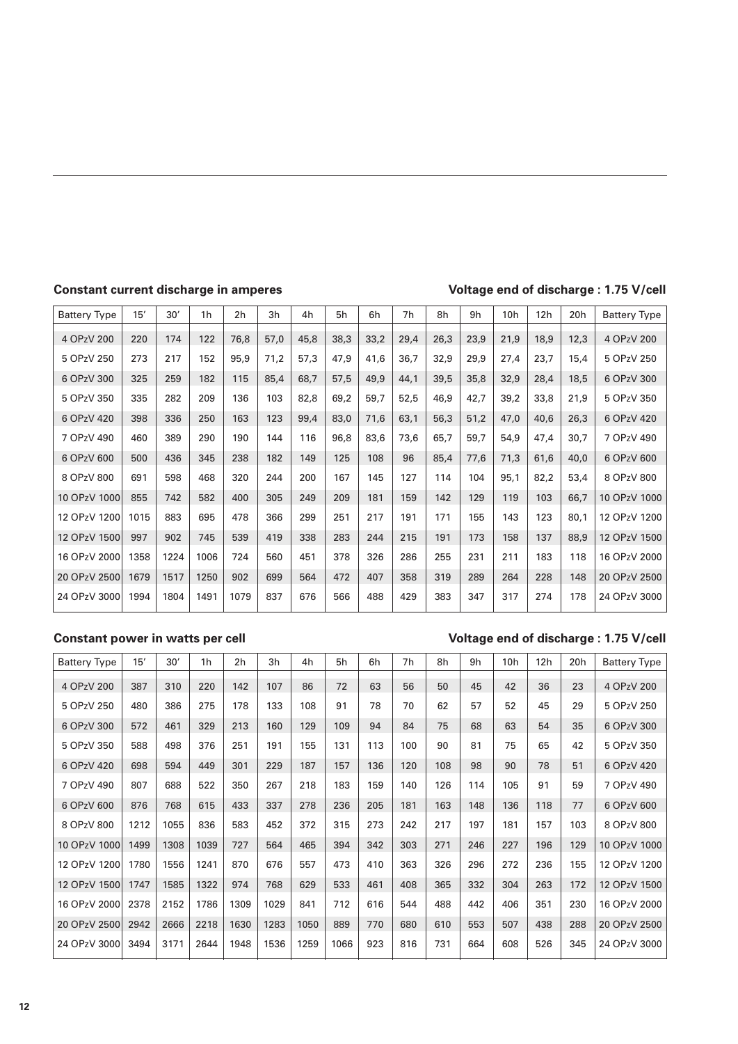**Constant current discharge in amperes** **Voltage end of discharge : 1.75 V/cell**

| Battery Type | 15′ | 30′ | 1h | 2h | 3h | 4h | 5h | 6h | 7h | 8h | 9h | 10h | 12h | 20h | Battery Type |
|---|---|---|---|---|---|---|---|---|---|---|---|---|---|---|---|
| 4 OPzV 200 | 220 | 174 | 122 | 76,8 | 57,0 | 45,8 | 38,3 | 33,2 | 29,4 | 26,3 | 23,9 | 21,9 | 18,9 | 12,3 | 4 OPzV 200 |
| 5 OPzV 250 | 273 | 217 | 152 | 95,9 | 71,2 | 57,3 | 47,9 | 41,6 | 36,7 | 32,9 | 29,9 | 27,4 | 23,7 | 15,4 | 5 OPzV 250 |
| 6 OPzV 300 | 325 | 259 | 182 | 115 | 85,4 | 68,7 | 57,5 | 49,9 | 44,1 | 39,5 | 35,8 | 32,9 | 28,4 | 18,5 | 6 OPzV 300 |
| 5 OPzV 350 | 335 | 282 | 209 | 136 | 103 | 82,8 | 69,2 | 59,7 | 52,5 | 46,9 | 42,7 | 39,2 | 33,8 | 21,9 | 5 OPzV 350 |
| 6 OPzV 420 | 398 | 336 | 250 | 163 | 123 | 99,4 | 83,0 | 71,6 | 63,1 | 56,3 | 51,2 | 47,0 | 40,6 | 26,3 | 6 OPzV 420 |
| 7 OPzV 490 | 460 | 389 | 290 | 190 | 144 | 116 | 96,8 | 83,6 | 73,6 | 65,7 | 59,7 | 54,9 | 47,4 | 30,7 | 7 OPzV 490 |
| 6 OPzV 600 | 500 | 436 | 345 | 238 | 182 | 149 | 125 | 108 | 96 | 85,4 | 77,6 | 71,3 | 61,6 | 40,0 | 6 OPzV 600 |
| 8 OPzV 800 | 691 | 598 | 468 | 320 | 244 | 200 | 167 | 145 | 127 | 114 | 104 | 95,1 | 82,2 | 53,4 | 8 OPzV 800 |
| 10 OPzV 1000 | 855 | 742 | 582 | 400 | 305 | 249 | 209 | 181 | 159 | 142 | 129 | 119 | 103 | 66,7 | 10 OPzV 1000 |
| 12 OPzV 1200 | 1015 | 883 | 695 | 478 | 366 | 299 | 251 | 217 | 191 | 171 | 155 | 143 | 123 | 80,1 | 12 OPzV 1200 |
| 12 OPzV 1500 | 997 | 902 | 745 | 539 | 419 | 338 | 283 | 244 | 215 | 191 | 173 | 158 | 137 | 88,9 | 12 OPzV 1500 |
| 16 OPzV 2000 | 1358 | 1224 | 1006 | 724 | 560 | 451 | 378 | 326 | 286 | 255 | 231 | 211 | 183 | 118 | 16 OPzV 2000 |
| 20 OPzV 2500 | 1679 | 1517 | 1250 | 902 | 699 | 564 | 472 | 407 | 358 | 319 | 289 | 264 | 228 | 148 | 20 OPzV 2500 |
| 24 OPzV 3000 | 1994 | 1804 | 1491 | 1079 | 837 | 676 | 566 | 488 | 429 | 383 | 347 | 317 | 274 | 178 | 24 OPzV 3000 |

**Constant power in watts per cell** **Voltage end of discharge : 1.75 V/cell**

| Battery Type | 15′ | 30′ | 1h | 2h | 3h | 4h | 5h | 6h | 7h | 8h | 9h | 10h | 12h | 20h | Battery Type |
|---|---|---|---|---|---|---|---|---|---|---|---|---|---|---|---|
| 4 OPzV 200 | 387 | 310 | 220 | 142 | 107 | 86 | 72 | 63 | 56 | 50 | 45 | 42 | 36 | 23 | 4 OPzV 200 |
| 5 OPzV 250 | 480 | 386 | 275 | 178 | 133 | 108 | 91 | 78 | 70 | 62 | 57 | 52 | 45 | 29 | 5 OPzV 250 |
| 6 OPzV 300 | 572 | 461 | 329 | 213 | 160 | 129 | 109 | 94 | 84 | 75 | 68 | 63 | 54 | 35 | 6 OPzV 300 |
| 5 OPzV 350 | 588 | 498 | 376 | 251 | 191 | 155 | 131 | 113 | 100 | 90 | 81 | 75 | 65 | 42 | 5 OPzV 350 |
| 6 OPzV 420 | 698 | 594 | 449 | 301 | 229 | 187 | 157 | 136 | 120 | 108 | 98 | 90 | 78 | 51 | 6 OPzV 420 |
| 7 OPzV 490 | 807 | 688 | 522 | 350 | 267 | 218 | 183 | 159 | 140 | 126 | 114 | 105 | 91 | 59 | 7 OPzV 490 |
| 6 OPzV 600 | 876 | 768 | 615 | 433 | 337 | 278 | 236 | 205 | 181 | 163 | 148 | 136 | 118 | 77 | 6 OPzV 600 |
| 8 OPzV 800 | 1212 | 1055 | 836 | 583 | 452 | 372 | 315 | 273 | 242 | 217 | 197 | 181 | 157 | 103 | 8 OPzV 800 |
| 10 OPzV 1000 | 1499 | 1308 | 1039 | 727 | 564 | 465 | 394 | 342 | 303 | 271 | 246 | 227 | 196 | 129 | 10 OPzV 1000 |
| 12 OPzV 1200 | 1780 | 1556 | 1241 | 870 | 676 | 557 | 473 | 410 | 363 | 326 | 296 | 272 | 236 | 155 | 12 OPzV 1200 |
| 12 OPzV 1500 | 1747 | 1585 | 1322 | 974 | 768 | 629 | 533 | 461 | 408 | 365 | 332 | 304 | 263 | 172 | 12 OPzV 1500 |
| 16 OPzV 2000 | 2378 | 2152 | 1786 | 1309 | 1029 | 841 | 712 | 616 | 544 | 488 | 442 | 406 | 351 | 230 | 16 OPzV 2000 |
| 20 OPzV 2500 | 2942 | 2666 | 2218 | 1630 | 1283 | 1050 | 889 | 770 | 680 | 610 | 553 | 507 | 438 | 288 | 20 OPzV 2500 |
| 24 OPzV 3000 | 3494 | 3171 | 2644 | 1948 | 1536 | 1259 | 1066 | 923 | 816 | 731 | 664 | 608 | 526 | 345 | 24 OPzV 3000 |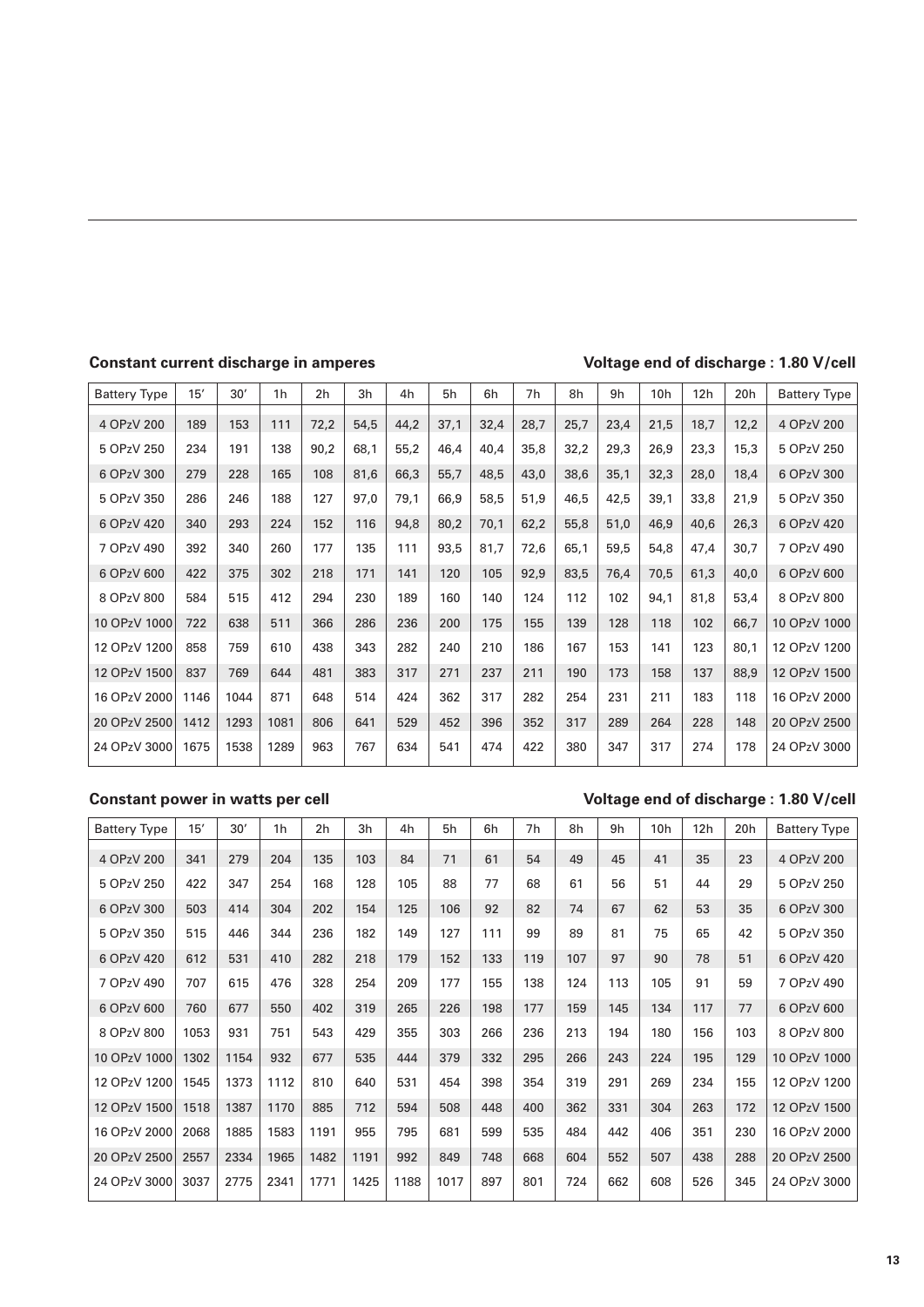**Constant current discharge in amperes** **Voltage end of discharge : 1.80 V/cell**

| Battery Type | 15′ | 30′ | 1h | 2h | 3h | 4h | 5h | 6h | 7h | 8h | 9h | 10h | 12h | 20h | Battery Type |
|---|---|---|---|---|---|---|---|---|---|---|---|---|---|---|---|
| 4 OPzV 200 | 189 | 153 | 111 | 72,2 | 54,5 | 44,2 | 37,1 | 32,4 | 28,7 | 25,7 | 23,4 | 21,5 | 18,7 | 12,2 | 4 OPzV 200 |
| 5 OPzV 250 | 234 | 191 | 138 | 90,2 | 68,1 | 55,2 | 46,4 | 40,4 | 35,8 | 32,2 | 29,3 | 26,9 | 23,3 | 15,3 | 5 OPzV 250 |
| 6 OPzV 300 | 279 | 228 | 165 | 108 | 81,6 | 66,3 | 55,7 | 48,5 | 43,0 | 38,6 | 35,1 | 32,3 | 28,0 | 18,4 | 6 OPzV 300 |
| 5 OPzV 350 | 286 | 246 | 188 | 127 | 97,0 | 79,1 | 66,9 | 58,5 | 51,9 | 46,5 | 42,5 | 39,1 | 33,8 | 21,9 | 5 OPzV 350 |
| 6 OPzV 420 | 340 | 293 | 224 | 152 | 116 | 94,8 | 80,2 | 70,1 | 62,2 | 55,8 | 51,0 | 46,9 | 40,6 | 26,3 | 6 OPzV 420 |
| 7 OPzV 490 | 392 | 340 | 260 | 177 | 135 | 111 | 93,5 | 81,7 | 72,6 | 65,1 | 59,5 | 54,8 | 47,4 | 30,7 | 7 OPzV 490 |
| 6 OPzV 600 | 422 | 375 | 302 | 218 | 171 | 141 | 120 | 105 | 92,9 | 83,5 | 76,4 | 70,5 | 61,3 | 40,0 | 6 OPzV 600 |
| 8 OPzV 800 | 584 | 515 | 412 | 294 | 230 | 189 | 160 | 140 | 124 | 112 | 102 | 94,1 | 81,8 | 53,4 | 8 OPzV 800 |
| 10 OPzV 1000 | 722 | 638 | 511 | 366 | 286 | 236 | 200 | 175 | 155 | 139 | 128 | 118 | 102 | 66,7 | 10 OPzV 1000 |
| 12 OPzV 1200 | 858 | 759 | 610 | 438 | 343 | 282 | 240 | 210 | 186 | 167 | 153 | 141 | 123 | 80,1 | 12 OPzV 1200 |
| 12 OPzV 1500 | 837 | 769 | 644 | 481 | 383 | 317 | 271 | 237 | 211 | 190 | 173 | 158 | 137 | 88,9 | 12 OPzV 1500 |
| 16 OPzV 2000 | 1146 | 1044 | 871 | 648 | 514 | 424 | 362 | 317 | 282 | 254 | 231 | 211 | 183 | 118 | 16 OPzV 2000 |
| 20 OPzV 2500 | 1412 | 1293 | 1081 | 806 | 641 | 529 | 452 | 396 | 352 | 317 | 289 | 264 | 228 | 148 | 20 OPzV 2500 |
| 24 OPzV 3000 | 1675 | 1538 | 1289 | 963 | 767 | 634 | 541 | 474 | 422 | 380 | 347 | 317 | 274 | 178 | 24 OPzV 3000 |

**Constant power in watts per cell** **Voltage end of discharge : 1.80 V/cell**

| Battery Type | 15′ | 30′ | 1h | 2h | 3h | 4h | 5h | 6h | 7h | 8h | 9h | 10h | 12h | 20h | Battery Type |
|---|---|---|---|---|---|---|---|---|---|---|---|---|---|---|---|
| 4 OPzV 200 | 341 | 279 | 204 | 135 | 103 | 84 | 71 | 61 | 54 | 49 | 45 | 41 | 35 | 23 | 4 OPzV 200 |
| 5 OPzV 250 | 422 | 347 | 254 | 168 | 128 | 105 | 88 | 77 | 68 | 61 | 56 | 51 | 44 | 29 | 5 OPzV 250 |
| 6 OPzV 300 | 503 | 414 | 304 | 202 | 154 | 125 | 106 | 92 | 82 | 74 | 67 | 62 | 53 | 35 | 6 OPzV 300 |
| 5 OPzV 350 | 515 | 446 | 344 | 236 | 182 | 149 | 127 | 111 | 99 | 89 | 81 | 75 | 65 | 42 | 5 OPzV 350 |
| 6 OPzV 420 | 612 | 531 | 410 | 282 | 218 | 179 | 152 | 133 | 119 | 107 | 97 | 90 | 78 | 51 | 6 OPzV 420 |
| 7 OPzV 490 | 707 | 615 | 476 | 328 | 254 | 209 | 177 | 155 | 138 | 124 | 113 | 105 | 91 | 59 | 7 OPzV 490 |
| 6 OPzV 600 | 760 | 677 | 550 | 402 | 319 | 265 | 226 | 198 | 177 | 159 | 145 | 134 | 117 | 77 | 6 OPzV 600 |
| 8 OPzV 800 | 1053 | 931 | 751 | 543 | 429 | 355 | 303 | 266 | 236 | 213 | 194 | 180 | 156 | 103 | 8 OPzV 800 |
| 10 OPzV 1000 | 1302 | 1154 | 932 | 677 | 535 | 444 | 379 | 332 | 295 | 266 | 243 | 224 | 195 | 129 | 10 OPzV 1000 |
| 12 OPzV 1200 | 1545 | 1373 | 1112 | 810 | 640 | 531 | 454 | 398 | 354 | 319 | 291 | 269 | 234 | 155 | 12 OPzV 1200 |
| 12 OPzV 1500 | 1518 | 1387 | 1170 | 885 | 712 | 594 | 508 | 448 | 400 | 362 | 331 | 304 | 263 | 172 | 12 OPzV 1500 |
| 16 OPzV 2000 | 2068 | 1885 | 1583 | 1191 | 955 | 795 | 681 | 599 | 535 | 484 | 442 | 406 | 351 | 230 | 16 OPzV 2000 |
| 20 OPzV 2500 | 2557 | 2334 | 1965 | 1482 | 1191 | 992 | 849 | 748 | 668 | 604 | 552 | 507 | 438 | 288 | 20 OPzV 2500 |
| 24 OPzV 3000 | 3037 | 2775 | 2341 | 1771 | 1425 | 1188 | 1017 | 897 | 801 | 724 | 662 | 608 | 526 | 345 | 24 OPzV 3000 |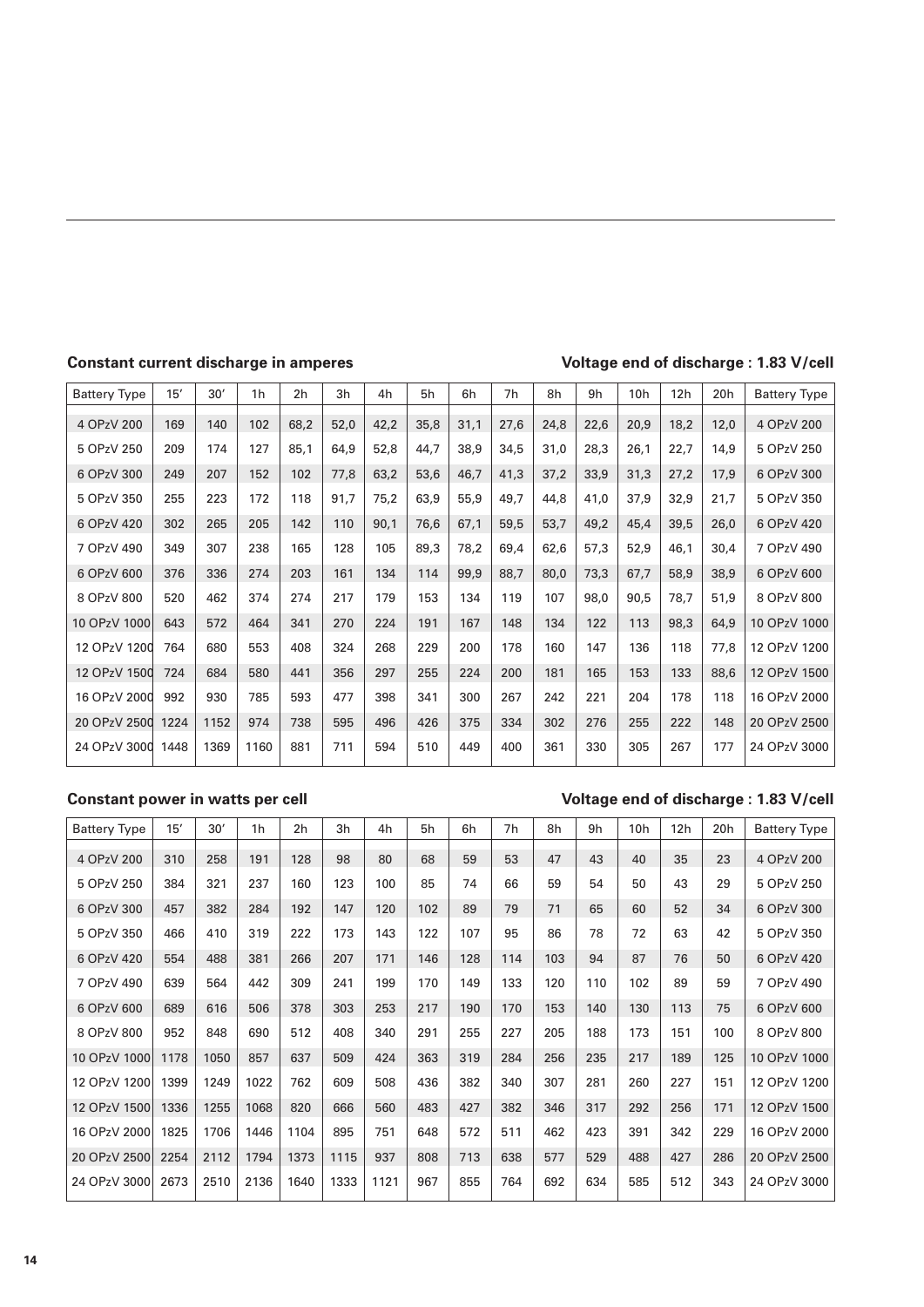**Constant current discharge in amperes** — **Voltage end of discharge : 1.83 V/cell**

| Battery Type | 15′ | 30′ | 1h | 2h | 3h | 4h | 5h | 6h | 7h | 8h | 9h | 10h | 12h | 20h | Battery Type |
|---|---|---|---|---|---|---|---|---|---|---|---|---|---|---|---|
| 4 OPzV 200 | 169 | 140 | 102 | 68,2 | 52,0 | 42,2 | 35,8 | 31,1 | 27,6 | 24,8 | 22,6 | 20,9 | 18,2 | 12,0 | 4 OPzV 200 |
| 5 OPzV 250 | 209 | 174 | 127 | 85,1 | 64,9 | 52,8 | 44,7 | 38,9 | 34,5 | 31,0 | 28,3 | 26,1 | 22,7 | 14,9 | 5 OPzV 250 |
| 6 OPzV 300 | 249 | 207 | 152 | 102 | 77,8 | 63,2 | 53,6 | 46,7 | 41,3 | 37,2 | 33,9 | 31,3 | 27,2 | 17,9 | 6 OPzV 300 |
| 5 OPzV 350 | 255 | 223 | 172 | 118 | 91,7 | 75,2 | 63,9 | 55,9 | 49,7 | 44,8 | 41,0 | 37,9 | 32,9 | 21,7 | 5 OPzV 350 |
| 6 OPzV 420 | 302 | 265 | 205 | 142 | 110 | 90,1 | 76,6 | 67,1 | 59,5 | 53,7 | 49,2 | 45,4 | 39,5 | 26,0 | 6 OPzV 420 |
| 7 OPzV 490 | 349 | 307 | 238 | 165 | 128 | 105 | 89,3 | 78,2 | 69,4 | 62,6 | 57,3 | 52,9 | 46,1 | 30,4 | 7 OPzV 490 |
| 6 OPzV 600 | 376 | 336 | 274 | 203 | 161 | 134 | 114 | 99,9 | 88,7 | 80,0 | 73,3 | 67,7 | 58,9 | 38,9 | 6 OPzV 600 |
| 8 OPzV 800 | 520 | 462 | 374 | 274 | 217 | 179 | 153 | 134 | 119 | 107 | 98,0 | 90,5 | 78,7 | 51,9 | 8 OPzV 800 |
| 10 OPzV 1000 | 643 | 572 | 464 | 341 | 270 | 224 | 191 | 167 | 148 | 134 | 122 | 113 | 98,3 | 64,9 | 10 OPzV 1000 |
| 12 OPzV 1200 | 764 | 680 | 553 | 408 | 324 | 268 | 229 | 200 | 178 | 160 | 147 | 136 | 118 | 77,8 | 12 OPzV 1200 |
| 12 OPzV 1500 | 724 | 684 | 580 | 441 | 356 | 297 | 255 | 224 | 200 | 181 | 165 | 153 | 133 | 88,6 | 12 OPzV 1500 |
| 16 OPzV 2000 | 992 | 930 | 785 | 593 | 477 | 398 | 341 | 300 | 267 | 242 | 221 | 204 | 178 | 118 | 16 OPzV 2000 |
| 20 OPzV 2500 | 1224 | 1152 | 974 | 738 | 595 | 496 | 426 | 375 | 334 | 302 | 276 | 255 | 222 | 148 | 20 OPzV 2500 |
| 24 OPzV 3000 | 1448 | 1369 | 1160 | 881 | 711 | 594 | 510 | 449 | 400 | 361 | 330 | 305 | 267 | 177 | 24 OPzV 3000 |

**Constant power in watts per cell** — **Voltage end of discharge : 1.83 V/cell**

| Battery Type | 15′ | 30′ | 1h | 2h | 3h | 4h | 5h | 6h | 7h | 8h | 9h | 10h | 12h | 20h | Battery Type |
|---|---|---|---|---|---|---|---|---|---|---|---|---|---|---|---|
| 4 OPzV 200 | 310 | 258 | 191 | 128 | 98 | 80 | 68 | 59 | 53 | 47 | 43 | 40 | 35 | 23 | 4 OPzV 200 |
| 5 OPzV 250 | 384 | 321 | 237 | 160 | 123 | 100 | 85 | 74 | 66 | 59 | 54 | 50 | 43 | 29 | 5 OPzV 250 |
| 6 OPzV 300 | 457 | 382 | 284 | 192 | 147 | 120 | 102 | 89 | 79 | 71 | 65 | 60 | 52 | 34 | 6 OPzV 300 |
| 5 OPzV 350 | 466 | 410 | 319 | 222 | 173 | 143 | 122 | 107 | 95 | 86 | 78 | 72 | 63 | 42 | 5 OPzV 350 |
| 6 OPzV 420 | 554 | 488 | 381 | 266 | 207 | 171 | 146 | 128 | 114 | 103 | 94 | 87 | 76 | 50 | 6 OPzV 420 |
| 7 OPzV 490 | 639 | 564 | 442 | 309 | 241 | 199 | 170 | 149 | 133 | 120 | 110 | 102 | 89 | 59 | 7 OPzV 490 |
| 6 OPzV 600 | 689 | 616 | 506 | 378 | 303 | 253 | 217 | 190 | 170 | 153 | 140 | 130 | 113 | 75 | 6 OPzV 600 |
| 8 OPzV 800 | 952 | 848 | 690 | 512 | 408 | 340 | 291 | 255 | 227 | 205 | 188 | 173 | 151 | 100 | 8 OPzV 800 |
| 10 OPzV 1000 | 1178 | 1050 | 857 | 637 | 509 | 424 | 363 | 319 | 284 | 256 | 235 | 217 | 189 | 125 | 10 OPzV 1000 |
| 12 OPzV 1200 | 1399 | 1249 | 1022 | 762 | 609 | 508 | 436 | 382 | 340 | 307 | 281 | 260 | 227 | 151 | 12 OPzV 1200 |
| 12 OPzV 1500 | 1336 | 1255 | 1068 | 820 | 666 | 560 | 483 | 427 | 382 | 346 | 317 | 292 | 256 | 171 | 12 OPzV 1500 |
| 16 OPzV 2000 | 1825 | 1706 | 1446 | 1104 | 895 | 751 | 648 | 572 | 511 | 462 | 423 | 391 | 342 | 229 | 16 OPzV 2000 |
| 20 OPzV 2500 | 2254 | 2112 | 1794 | 1373 | 1115 | 937 | 808 | 713 | 638 | 577 | 529 | 488 | 427 | 286 | 20 OPzV 2500 |
| 24 OPzV 3000 | 2673 | 2510 | 2136 | 1640 | 1333 | 1121 | 967 | 855 | 764 | 692 | 634 | 585 | 512 | 343 | 24 OPzV 3000 |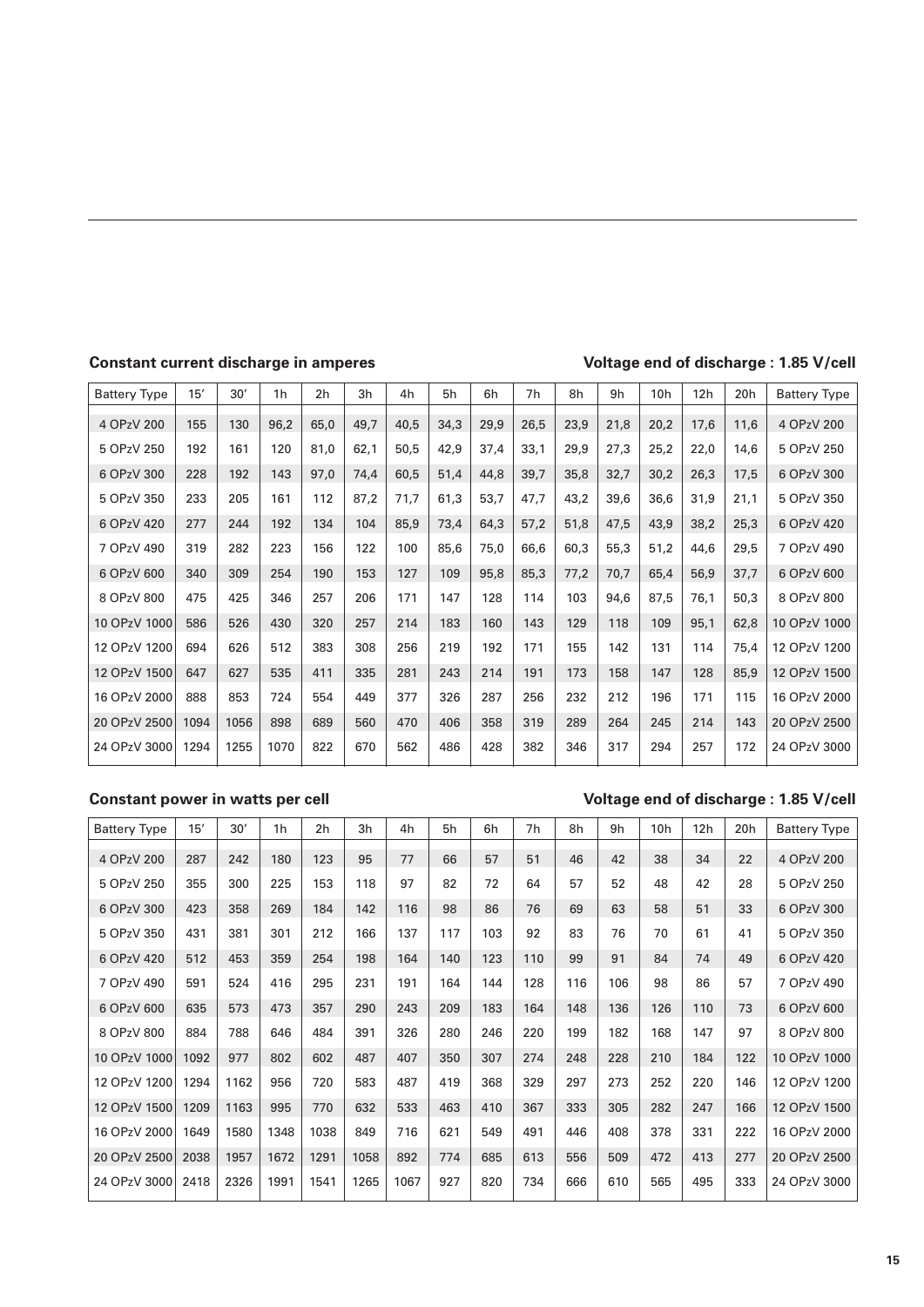**Constant current discharge in amperes** **Voltage end of discharge : 1.85 V/cell**

| Battery Type | 15′ | 30′ | 1h | 2h | 3h | 4h | 5h | 6h | 7h | 8h | 9h | 10h | 12h | 20h | Battery Type |
|---|---|---|---|---|---|---|---|---|---|---|---|---|---|---|---|
| 4 OPzV 200 | 155 | 130 | 96,2 | 65,0 | 49,7 | 40,5 | 34,3 | 29,9 | 26,5 | 23,9 | 21,8 | 20,2 | 17,6 | 11,6 | 4 OPzV 200 |
| 5 OPzV 250 | 192 | 161 | 120 | 81,0 | 62,1 | 50,5 | 42,9 | 37,4 | 33,1 | 29,9 | 27,3 | 25,2 | 22,0 | 14,6 | 5 OPzV 250 |
| 6 OPzV 300 | 228 | 192 | 143 | 97,0 | 74,4 | 60,5 | 51,4 | 44,8 | 39,7 | 35,8 | 32,7 | 30,2 | 26,3 | 17,5 | 6 OPzV 300 |
| 5 OPzV 350 | 233 | 205 | 161 | 112 | 87,2 | 71,7 | 61,3 | 53,7 | 47,7 | 43,2 | 39,6 | 36,6 | 31,9 | 21,1 | 5 OPzV 350 |
| 6 OPzV 420 | 277 | 244 | 192 | 134 | 104 | 85,9 | 73,4 | 64,3 | 57,2 | 51,8 | 47,5 | 43,9 | 38,2 | 25,3 | 6 OPzV 420 |
| 7 OPzV 490 | 319 | 282 | 223 | 156 | 122 | 100 | 85,6 | 75,0 | 66,6 | 60,3 | 55,3 | 51,2 | 44,6 | 29,5 | 7 OPzV 490 |
| 6 OPzV 600 | 340 | 309 | 254 | 190 | 153 | 127 | 109 | 95,8 | 85,3 | 77,2 | 70,7 | 65,4 | 56,9 | 37,7 | 6 OPzV 600 |
| 8 OPzV 800 | 475 | 425 | 346 | 257 | 206 | 171 | 147 | 128 | 114 | 103 | 94,6 | 87,5 | 76,1 | 50,3 | 8 OPzV 800 |
| 10 OPzV 1000 | 586 | 526 | 430 | 320 | 257 | 214 | 183 | 160 | 143 | 129 | 118 | 109 | 95,1 | 62,8 | 10 OPzV 1000 |
| 12 OPzV 1200 | 694 | 626 | 512 | 383 | 308 | 256 | 219 | 192 | 171 | 155 | 142 | 131 | 114 | 75,4 | 12 OPzV 1200 |
| 12 OPzV 1500 | 647 | 627 | 535 | 411 | 335 | 281 | 243 | 214 | 191 | 173 | 158 | 147 | 128 | 85,9 | 12 OPzV 1500 |
| 16 OPzV 2000 | 888 | 853 | 724 | 554 | 449 | 377 | 326 | 287 | 256 | 232 | 212 | 196 | 171 | 115 | 16 OPzV 2000 |
| 20 OPzV 2500 | 1094 | 1056 | 898 | 689 | 560 | 470 | 406 | 358 | 319 | 289 | 264 | 245 | 214 | 143 | 20 OPzV 2500 |
| 24 OPzV 3000 | 1294 | 1255 | 1070 | 822 | 670 | 562 | 486 | 428 | 382 | 346 | 317 | 294 | 257 | 172 | 24 OPzV 3000 |

**Constant power in watts per cell** **Voltage end of discharge : 1.85 V/cell**

| Battery Type | 15′ | 30′ | 1h | 2h | 3h | 4h | 5h | 6h | 7h | 8h | 9h | 10h | 12h | 20h | Battery Type |
|---|---|---|---|---|---|---|---|---|---|---|---|---|---|---|---|
| 4 OPzV 200 | 287 | 242 | 180 | 123 | 95 | 77 | 66 | 57 | 51 | 46 | 42 | 38 | 34 | 22 | 4 OPzV 200 |
| 5 OPzV 250 | 355 | 300 | 225 | 153 | 118 | 97 | 82 | 72 | 64 | 57 | 52 | 48 | 42 | 28 | 5 OPzV 250 |
| 6 OPzV 300 | 423 | 358 | 269 | 184 | 142 | 116 | 98 | 86 | 76 | 69 | 63 | 58 | 51 | 33 | 6 OPzV 300 |
| 5 OPzV 350 | 431 | 381 | 301 | 212 | 166 | 137 | 117 | 103 | 92 | 83 | 76 | 70 | 61 | 41 | 5 OPzV 350 |
| 6 OPzV 420 | 512 | 453 | 359 | 254 | 198 | 164 | 140 | 123 | 110 | 99 | 91 | 84 | 74 | 49 | 6 OPzV 420 |
| 7 OPzV 490 | 591 | 524 | 416 | 295 | 231 | 191 | 164 | 144 | 128 | 116 | 106 | 98 | 86 | 57 | 7 OPzV 490 |
| 6 OPzV 600 | 635 | 573 | 473 | 357 | 290 | 243 | 209 | 183 | 164 | 148 | 136 | 126 | 110 | 73 | 6 OPzV 600 |
| 8 OPzV 800 | 884 | 788 | 646 | 484 | 391 | 326 | 280 | 246 | 220 | 199 | 182 | 168 | 147 | 97 | 8 OPzV 800 |
| 10 OPzV 1000 | 1092 | 977 | 802 | 602 | 487 | 407 | 350 | 307 | 274 | 248 | 228 | 210 | 184 | 122 | 10 OPzV 1000 |
| 12 OPzV 1200 | 1294 | 1162 | 956 | 720 | 583 | 487 | 419 | 368 | 329 | 297 | 273 | 252 | 220 | 146 | 12 OPzV 1200 |
| 12 OPzV 1500 | 1209 | 1163 | 995 | 770 | 632 | 533 | 463 | 410 | 367 | 333 | 305 | 282 | 247 | 166 | 12 OPzV 1500 |
| 16 OPzV 2000 | 1649 | 1580 | 1348 | 1038 | 849 | 716 | 621 | 549 | 491 | 446 | 408 | 378 | 331 | 222 | 16 OPzV 2000 |
| 20 OPzV 2500 | 2038 | 1957 | 1672 | 1291 | 1058 | 892 | 774 | 685 | 613 | 556 | 509 | 472 | 413 | 277 | 20 OPzV 2500 |
| 24 OPzV 3000 | 2418 | 2326 | 1991 | 1541 | 1265 | 1067 | 927 | 820 | 734 | 666 | 610 | 565 | 495 | 333 | 24 OPzV 3000 |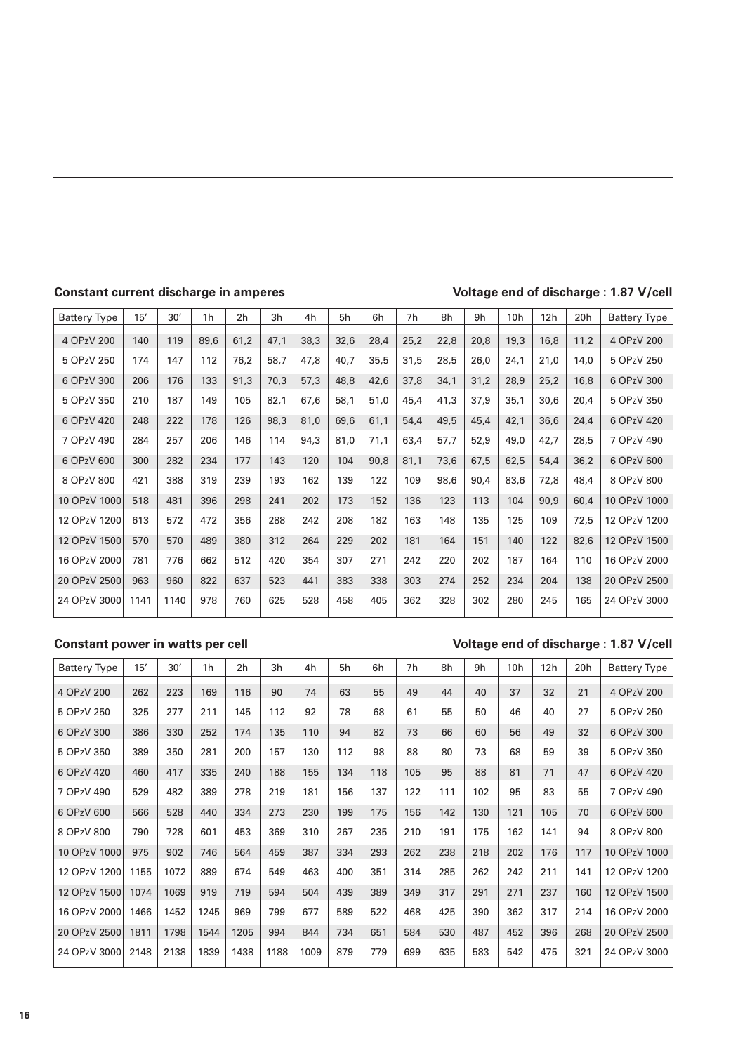**Constant current discharge in amperes**

**Voltage end of discharge : 1.87 V/cell**

| Battery Type | 15′ | 30′ | 1h | 2h | 3h | 4h | 5h | 6h | 7h | 8h | 9h | 10h | 12h | 20h | Battery Type |
|---|---|---|---|---|---|---|---|---|---|---|---|---|---|---|---|
| 4 OPzV 200 | 140 | 119 | 89,6 | 61,2 | 47,1 | 38,3 | 32,6 | 28,4 | 25,2 | 22,8 | 20,8 | 19,3 | 16,8 | 11,2 | 4 OPzV 200 |
| 5 OPzV 250 | 174 | 147 | 112 | 76,2 | 58,7 | 47,8 | 40,7 | 35,5 | 31,5 | 28,5 | 26,0 | 24,1 | 21,0 | 14,0 | 5 OPzV 250 |
| 6 OPzV 300 | 206 | 176 | 133 | 91,3 | 70,3 | 57,3 | 48,8 | 42,6 | 37,8 | 34,1 | 31,2 | 28,9 | 25,2 | 16,8 | 6 OPzV 300 |
| 5 OPzV 350 | 210 | 187 | 149 | 105 | 82,1 | 67,6 | 58,1 | 51,0 | 45,4 | 41,3 | 37,9 | 35,1 | 30,6 | 20,4 | 5 OPzV 350 |
| 6 OPzV 420 | 248 | 222 | 178 | 126 | 98,3 | 81,0 | 69,6 | 61,1 | 54,4 | 49,5 | 45,4 | 42,1 | 36,6 | 24,4 | 6 OPzV 420 |
| 7 OPzV 490 | 284 | 257 | 206 | 146 | 114 | 94,3 | 81,0 | 71,1 | 63,4 | 57,7 | 52,9 | 49,0 | 42,7 | 28,5 | 7 OPzV 490 |
| 6 OPzV 600 | 300 | 282 | 234 | 177 | 143 | 120 | 104 | 90,8 | 81,1 | 73,6 | 67,5 | 62,5 | 54,4 | 36,2 | 6 OPzV 600 |
| 8 OPzV 800 | 421 | 388 | 319 | 239 | 193 | 162 | 139 | 122 | 109 | 98,6 | 90,4 | 83,6 | 72,8 | 48,4 | 8 OPzV 800 |
| 10 OPzV 1000 | 518 | 481 | 396 | 298 | 241 | 202 | 173 | 152 | 136 | 123 | 113 | 104 | 90,9 | 60,4 | 10 OPzV 1000 |
| 12 OPzV 1200 | 613 | 572 | 472 | 356 | 288 | 242 | 208 | 182 | 163 | 148 | 135 | 125 | 109 | 72,5 | 12 OPzV 1200 |
| 12 OPzV 1500 | 570 | 570 | 489 | 380 | 312 | 264 | 229 | 202 | 181 | 164 | 151 | 140 | 122 | 82,6 | 12 OPzV 1500 |
| 16 OPzV 2000 | 781 | 776 | 662 | 512 | 420 | 354 | 307 | 271 | 242 | 220 | 202 | 187 | 164 | 110 | 16 OPzV 2000 |
| 20 OPzV 2500 | 963 | 960 | 822 | 637 | 523 | 441 | 383 | 338 | 303 | 274 | 252 | 234 | 204 | 138 | 20 OPzV 2500 |
| 24 OPzV 3000 | 1141 | 1140 | 978 | 760 | 625 | 528 | 458 | 405 | 362 | 328 | 302 | 280 | 245 | 165 | 24 OPzV 3000 |

**Constant power in watts per cell**

**Voltage end of discharge : 1.87 V/cell**

| Battery Type | 15′ | 30′ | 1h | 2h | 3h | 4h | 5h | 6h | 7h | 8h | 9h | 10h | 12h | 20h | Battery Type |
|---|---|---|---|---|---|---|---|---|---|---|---|---|---|---|---|
| 4 OPzV 200 | 262 | 223 | 169 | 116 | 90 | 74 | 63 | 55 | 49 | 44 | 40 | 37 | 32 | 21 | 4 OPzV 200 |
| 5 OPzV 250 | 325 | 277 | 211 | 145 | 112 | 92 | 78 | 68 | 61 | 55 | 50 | 46 | 40 | 27 | 5 OPzV 250 |
| 6 OPzV 300 | 386 | 330 | 252 | 174 | 135 | 110 | 94 | 82 | 73 | 66 | 60 | 56 | 49 | 32 | 6 OPzV 300 |
| 5 OPzV 350 | 389 | 350 | 281 | 200 | 157 | 130 | 112 | 98 | 88 | 80 | 73 | 68 | 59 | 39 | 5 OPzV 350 |
| 6 OPzV 420 | 460 | 417 | 335 | 240 | 188 | 155 | 134 | 118 | 105 | 95 | 88 | 81 | 71 | 47 | 6 OPzV 420 |
| 7 OPzV 490 | 529 | 482 | 389 | 278 | 219 | 181 | 156 | 137 | 122 | 111 | 102 | 95 | 83 | 55 | 7 OPzV 490 |
| 6 OPzV 600 | 566 | 528 | 440 | 334 | 273 | 230 | 199 | 175 | 156 | 142 | 130 | 121 | 105 | 70 | 6 OPzV 600 |
| 8 OPzV 800 | 790 | 728 | 601 | 453 | 369 | 310 | 267 | 235 | 210 | 191 | 175 | 162 | 141 | 94 | 8 OPzV 800 |
| 10 OPzV 1000 | 975 | 902 | 746 | 564 | 459 | 387 | 334 | 293 | 262 | 238 | 218 | 202 | 176 | 117 | 10 OPzV 1000 |
| 12 OPzV 1200 | 1155 | 1072 | 889 | 674 | 549 | 463 | 400 | 351 | 314 | 285 | 262 | 242 | 211 | 141 | 12 OPzV 1200 |
| 12 OPzV 1500 | 1074 | 1069 | 919 | 719 | 594 | 504 | 439 | 389 | 349 | 317 | 291 | 271 | 237 | 160 | 12 OPzV 1500 |
| 16 OPzV 2000 | 1466 | 1452 | 1245 | 969 | 799 | 677 | 589 | 522 | 468 | 425 | 390 | 362 | 317 | 214 | 16 OPzV 2000 |
| 20 OPzV 2500 | 1811 | 1798 | 1544 | 1205 | 994 | 844 | 734 | 651 | 584 | 530 | 487 | 452 | 396 | 268 | 20 OPzV 2500 |
| 24 OPzV 3000 | 2148 | 2138 | 1839 | 1438 | 1188 | 1009 | 879 | 779 | 699 | 635 | 583 | 542 | 475 | 321 | 24 OPzV 3000 |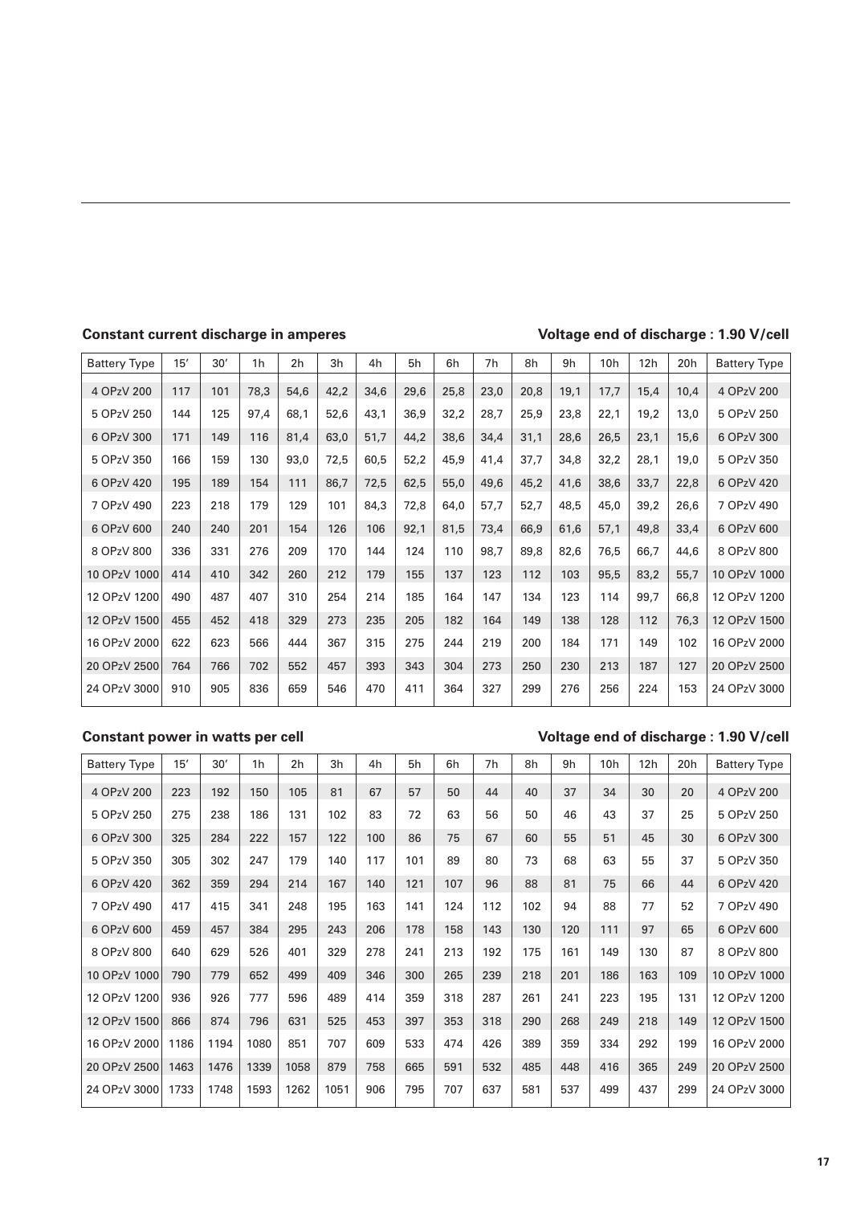**Constant current discharge in amperes** — **Voltage end of discharge : 1.90 V/cell**

| Battery Type | 15′ | 30′ | 1h | 2h | 3h | 4h | 5h | 6h | 7h | 8h | 9h | 10h | 12h | 20h | Battery Type |
|---|---|---|---|---|---|---|---|---|---|---|---|---|---|---|---|
| 4 OPzV 200 | 117 | 101 | 78,3 | 54,6 | 42,2 | 34,6 | 29,6 | 25,8 | 23,0 | 20,8 | 19,1 | 17,7 | 15,4 | 10,4 | 4 OPzV 200 |
| 5 OPzV 250 | 144 | 125 | 97,4 | 68,1 | 52,6 | 43,1 | 36,9 | 32,2 | 28,7 | 25,9 | 23,8 | 22,1 | 19,2 | 13,0 | 5 OPzV 250 |
| 6 OPzV 300 | 171 | 149 | 116 | 81,4 | 63,0 | 51,7 | 44,2 | 38,6 | 34,4 | 31,1 | 28,6 | 26,5 | 23,1 | 15,6 | 6 OPzV 300 |
| 5 OPzV 350 | 166 | 159 | 130 | 93,0 | 72,5 | 60,5 | 52,2 | 45,9 | 41,4 | 37,7 | 34,8 | 32,2 | 28,1 | 19,0 | 5 OPzV 350 |
| 6 OPzV 420 | 195 | 189 | 154 | 111 | 86,7 | 72,5 | 62,5 | 55,0 | 49,6 | 45,2 | 41,6 | 38,6 | 33,7 | 22,8 | 6 OPzV 420 |
| 7 OPzV 490 | 223 | 218 | 179 | 129 | 101 | 84,3 | 72,8 | 64,0 | 57,7 | 52,7 | 48,5 | 45,0 | 39,2 | 26,6 | 7 OPzV 490 |
| 6 OPzV 600 | 240 | 240 | 201 | 154 | 126 | 106 | 92,1 | 81,5 | 73,4 | 66,9 | 61,6 | 57,1 | 49,8 | 33,4 | 6 OPzV 600 |
| 8 OPzV 800 | 336 | 331 | 276 | 209 | 170 | 144 | 124 | 110 | 98,7 | 89,8 | 82,6 | 76,5 | 66,7 | 44,6 | 8 OPzV 800 |
| 10 OPzV 1000 | 414 | 410 | 342 | 260 | 212 | 179 | 155 | 137 | 123 | 112 | 103 | 95,5 | 83,2 | 55,7 | 10 OPzV 1000 |
| 12 OPzV 1200 | 490 | 487 | 407 | 310 | 254 | 214 | 185 | 164 | 147 | 134 | 123 | 114 | 99,7 | 66,8 | 12 OPzV 1200 |
| 12 OPzV 1500 | 455 | 452 | 418 | 329 | 273 | 235 | 205 | 182 | 164 | 149 | 138 | 128 | 112 | 76,3 | 12 OPzV 1500 |
| 16 OPzV 2000 | 622 | 623 | 566 | 444 | 367 | 315 | 275 | 244 | 219 | 200 | 184 | 171 | 149 | 102 | 16 OPzV 2000 |
| 20 OPzV 2500 | 764 | 766 | 702 | 552 | 457 | 393 | 343 | 304 | 273 | 250 | 230 | 213 | 187 | 127 | 20 OPzV 2500 |
| 24 OPzV 3000 | 910 | 905 | 836 | 659 | 546 | 470 | 411 | 364 | 327 | 299 | 276 | 256 | 224 | 153 | 24 OPzV 3000 |

**Constant power in watts per cell** — **Voltage end of discharge : 1.90 V/cell**

| Battery Type | 15′ | 30′ | 1h | 2h | 3h | 4h | 5h | 6h | 7h | 8h | 9h | 10h | 12h | 20h | Battery Type |
|---|---|---|---|---|---|---|---|---|---|---|---|---|---|---|---|
| 4 OPzV 200 | 223 | 192 | 150 | 105 | 81 | 67 | 57 | 50 | 44 | 40 | 37 | 34 | 30 | 20 | 4 OPzV 200 |
| 5 OPzV 250 | 275 | 238 | 186 | 131 | 102 | 83 | 72 | 63 | 56 | 50 | 46 | 43 | 37 | 25 | 5 OPzV 250 |
| 6 OPzV 300 | 325 | 284 | 222 | 157 | 122 | 100 | 86 | 75 | 67 | 60 | 55 | 51 | 45 | 30 | 6 OPzV 300 |
| 5 OPzV 350 | 305 | 302 | 247 | 179 | 140 | 117 | 101 | 89 | 80 | 73 | 68 | 63 | 55 | 37 | 5 OPzV 350 |
| 6 OPzV 420 | 362 | 359 | 294 | 214 | 167 | 140 | 121 | 107 | 96 | 88 | 81 | 75 | 66 | 44 | 6 OPzV 420 |
| 7 OPzV 490 | 417 | 415 | 341 | 248 | 195 | 163 | 141 | 124 | 112 | 102 | 94 | 88 | 77 | 52 | 7 OPzV 490 |
| 6 OPzV 600 | 459 | 457 | 384 | 295 | 243 | 206 | 178 | 158 | 143 | 130 | 120 | 111 | 97 | 65 | 6 OPzV 600 |
| 8 OPzV 800 | 640 | 629 | 526 | 401 | 329 | 278 | 241 | 213 | 192 | 175 | 161 | 149 | 130 | 87 | 8 OPzV 800 |
| 10 OPzV 1000 | 790 | 779 | 652 | 499 | 409 | 346 | 300 | 265 | 239 | 218 | 201 | 186 | 163 | 109 | 10 OPzV 1000 |
| 12 OPzV 1200 | 936 | 926 | 777 | 596 | 489 | 414 | 359 | 318 | 287 | 261 | 241 | 223 | 195 | 131 | 12 OPzV 1200 |
| 12 OPzV 1500 | 866 | 874 | 796 | 631 | 525 | 453 | 397 | 353 | 318 | 290 | 268 | 249 | 218 | 149 | 12 OPzV 1500 |
| 16 OPzV 2000 | 1186 | 1194 | 1080 | 851 | 707 | 609 | 533 | 474 | 426 | 389 | 359 | 334 | 292 | 199 | 16 OPzV 2000 |
| 20 OPzV 2500 | 1463 | 1476 | 1339 | 1058 | 879 | 758 | 665 | 591 | 532 | 485 | 448 | 416 | 365 | 249 | 20 OPzV 2500 |
| 24 OPzV 3000 | 1733 | 1748 | 1593 | 1262 | 1051 | 906 | 795 | 707 | 637 | 581 | 537 | 499 | 437 | 299 | 24 OPzV 3000 |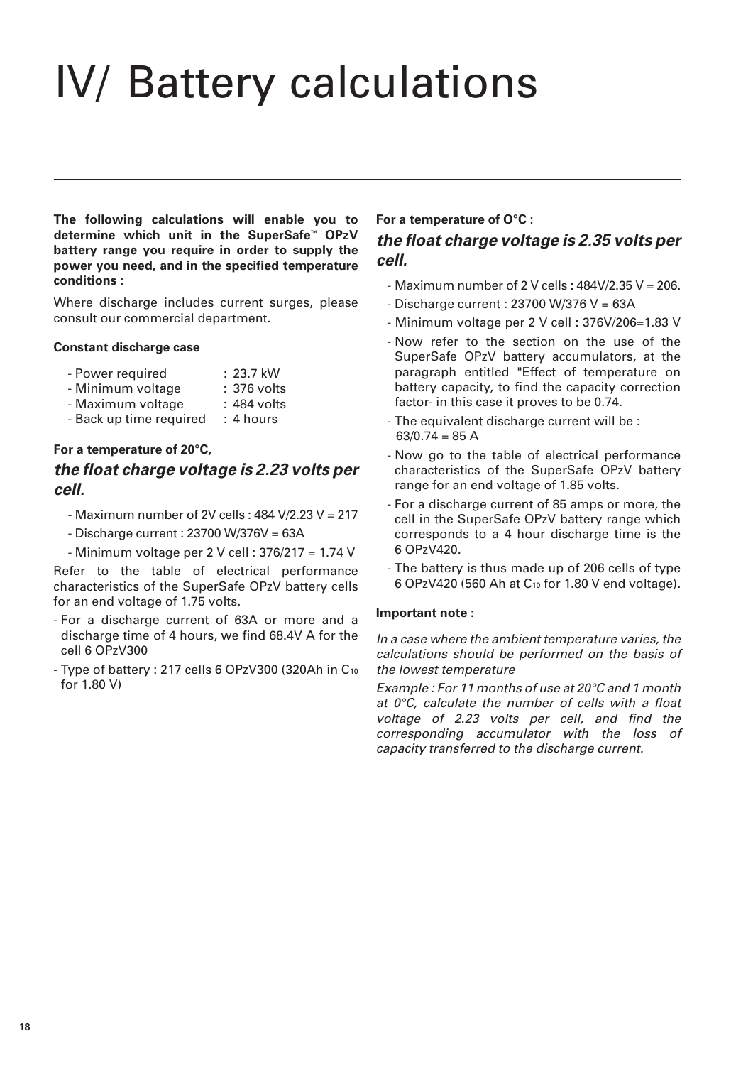# IV/ Battery calculations

**The following calculations will enable you to determine which unit in the SuperSafe™ OPzV battery range you require in order to supply the power you need, and in the specified temperature conditions :**

Where discharge includes current surges, please consult our commercial department.

**Constant discharge case**

- Power required : 23.7 kW
- Minimum voltage : 376 volts
- Maximum voltage : 484 volts
- Back up time required : 4 hours

**For a temperature of 20°C,**

***the float charge voltage is 2.23 volts per cell.***

- Maximum number of 2V cells : 484 V/2.23 V = 217
- Discharge current : 23700 W/376V = 63A
- Minimum voltage per 2 V cell : 376/217 = 1.74 V

Refer to the table of electrical performance characteristics of the SuperSafe OPzV battery cells for an end voltage of 1.75 volts.

- For a discharge current of 63A or more and a discharge time of 4 hours, we find 68.4V A for the cell 6 OPzV300
- Type of battery : 217 cells 6 OPzV300 (320Ah in $C_{10}$ for 1.80 V)

**For a temperature of O°C :**

***the float charge voltage is 2.35 volts per cell.***

- Maximum number of 2 V cells : 484V/2.35 V = 206.
- Discharge current : 23700 W/376 V = 63A
- Minimum voltage per 2 V cell : 376V/206=1.83 V
- Now refer to the section on the use of the SuperSafe OPzV battery accumulators, at the paragraph entitled "Effect of temperature on battery capacity, to find the capacity correction factor- in this case it proves to be 0.74.
- The equivalent discharge current will be : 63/0.74 = 85 A
- Now go to the table of electrical performance characteristics of the SuperSafe OPzV battery range for an end voltage of 1.85 volts.
- For a discharge current of 85 amps or more, the cell in the SuperSafe OPzV battery range which corresponds to a 4 hour discharge time is the 6 OPzV420.
- The battery is thus made up of 206 cells of type 6 OPzV420 (560 Ah at $C_{10}$ for 1.80 V end voltage).

**Important note :**

*In a case where the ambient temperature varies, the calculations should be performed on the basis of the lowest temperature*

*Example : For 11 months of use at 20°C and 1 month at 0°C, calculate the number of cells with a float voltage of 2.23 volts per cell, and find the corresponding accumulator with the loss of capacity transferred to the discharge current.*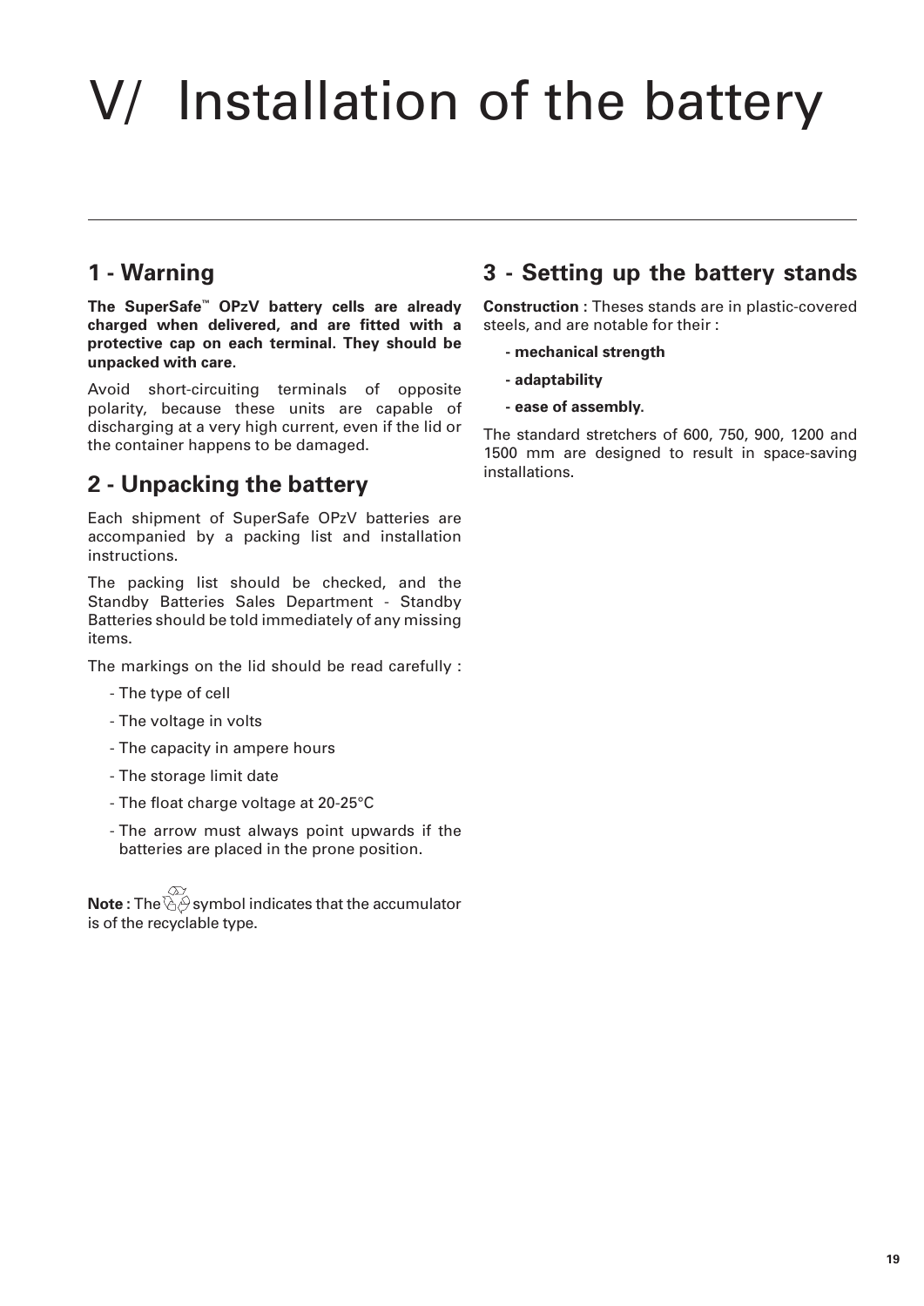# V/ Installation of the battery

## 1 - Warning

**The SuperSafe™ OPzV battery cells are already charged when delivered, and are fitted with a protective cap on each terminal. They should be unpacked with care.**

Avoid short-circuiting terminals of opposite polarity, because these units are capable of discharging at a very high current, even if the lid or the container happens to be damaged.

## 2 - Unpacking the battery

Each shipment of SuperSafe OPzV batteries are accompanied by a packing list and installation instructions.

The packing list should be checked, and the Standby Batteries Sales Department - Standby Batteries should be told immediately of any missing items.

The markings on the lid should be read carefully :

- The type of cell
- The voltage in volts
- The capacity in ampere hours
- The storage limit date
- The float charge voltage at 20-25°C
- The arrow must always point upwards if the batteries are placed in the prone position.

**Note :** The ♻ symbol indicates that the accumulator is of the recyclable type.

## 3 - Setting up the battery stands

**Construction :** Theses stands are in plastic-covered steels, and are notable for their :

- **mechanical strength**
- **adaptability**
- **ease of assembly.**

The standard stretchers of 600, 750, 900, 1200 and 1500 mm are designed to result in space-saving installations.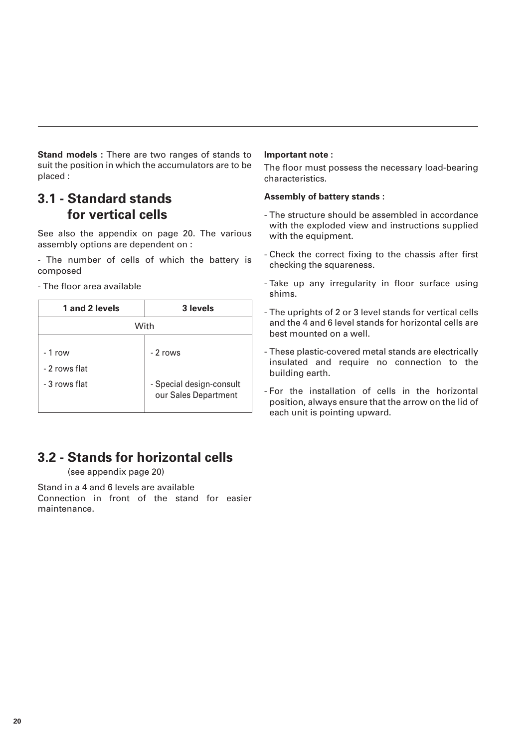**Stand models :** There are two ranges of stands to suit the position in which the accumulators are to be placed :

## 3.1 - Standard stands for vertical cells

See also the appendix on page 20. The various assembly options are dependent on :

- The number of cells of which the battery is composed

- The floor area available

| 1 and 2 levels | 3 levels |
|---|---|
| With | |
| - 1 row<br>- 2 rows flat<br>- 3 rows flat | - 2 rows<br><br>- Special design-consult our Sales Department |

## 3.2 - Stands for horizontal cells

(see appendix page 20)

Stand in a 4 and 6 levels are available
Connection in front of the stand for easier maintenance.

**Important note :**

The floor must possess the necessary load-bearing characteristics.

**Assembly of battery stands :**

- The structure should be assembled in accordance with the exploded view and instructions supplied with the equipment.
- Check the correct fixing to the chassis after first checking the squareness.
- Take up any irregularity in floor surface using shims.
- The uprights of 2 or 3 level stands for vertical cells and the 4 and 6 level stands for horizontal cells are best mounted on a well.
- These plastic-covered metal stands are electrically insulated and require no connection to the building earth.
- For the installation of cells in the horizontal position, always ensure that the arrow on the lid of each unit is pointing upward.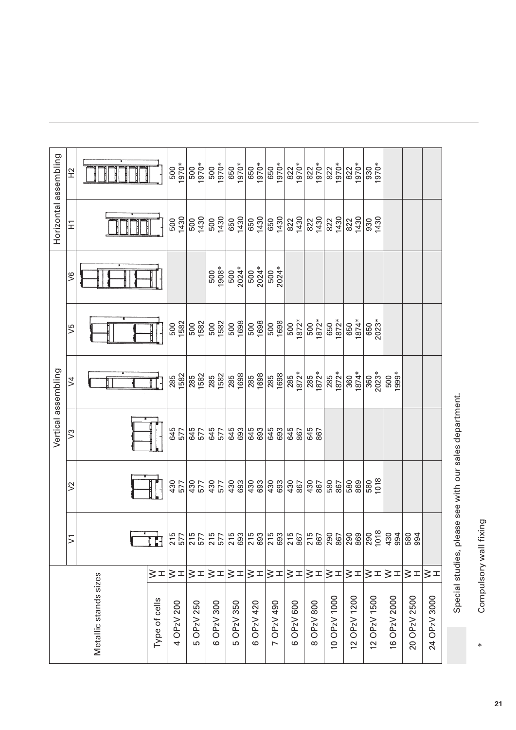| Metallic stands sizes | | Vertical assembling | | | | | | Horizontal assembling | |
|---|---|---|---|---|---|---|---|---|---|
| | | V1 | V2 | V3 | V4 | V5 | V6 | H1 | H2 |
| Type of cells | W H | | | | | | | | |
| 4 OPzV 200 | W H | 215 577 | 430 577 | 645 577 | 285 1582 | 500 1582 | | 500 1430 | 500 1970* |
| 5 OPzV 250 | W H | 215 577 | 430 577 | 645 577 | 285 1582 | 500 1582 | | 500 1430 | 500 1970* |
| 6 OPzV 300 | W H | 215 577 | 430 577 | 645 577 | 285 1582 | 500 1582 | 500 1908* | 500 1430 | 500 1970* |
| 5 OPzV 350 | W H | 215 693 | 430 693 | 645 693 | 285 1698 | 500 1698 | 500 2024* | 650 1430 | 650 1970* |
| 6 OPzV 420 | W H | 215 693 | 430 693 | 645 693 | 285 1698 | 500 1698 | 500 2024* | 650 1430 | 650 1970* |
| 7 OPzV 490 | W H | 215 693 | 430 693 | 645 693 | 285 1698 | 500 1698 | 500 2024* | 650 1430 | 650 1970* |
| 6 OPzV 600 | W H | 215 867 | 430 867 | 645 867 | 285 1872* | 500 1872* | | 822 1430 | 822 1970* |
| 8 OPzV 800 | W H | 215 867 | 430 867 | 645 867 | 285 1872* | 500 1872* | | 822 1430 | 822 1970* |
| 10 OPzV 1000 | W H | 290 867 | 580 867 | | 285 1872* | 650 1872* | | 822 1430 | 822 1970* |
| 12 OPzV 1200 | W H | 290 869 | 580 869 | | 360 1874* | 650 1874* | | 822 1430 | 822 1970* |
| 12 OPzV 1500 | W H | 290 1018 | 580 1018 | | 360 2023* | 650 2023* | | 930 1430 | 930 1970* |
| 16 OPzV 2000 | W H | 430 994 | | | 500 1999* | | | | |
| 20 OPzV 2500 | W H | 580 994 | | | | | | | |
| 24 OPzV 3000 | W H | | | | | | | | |

Special studies, please see with our sales department.

\* Compulsory wall fixing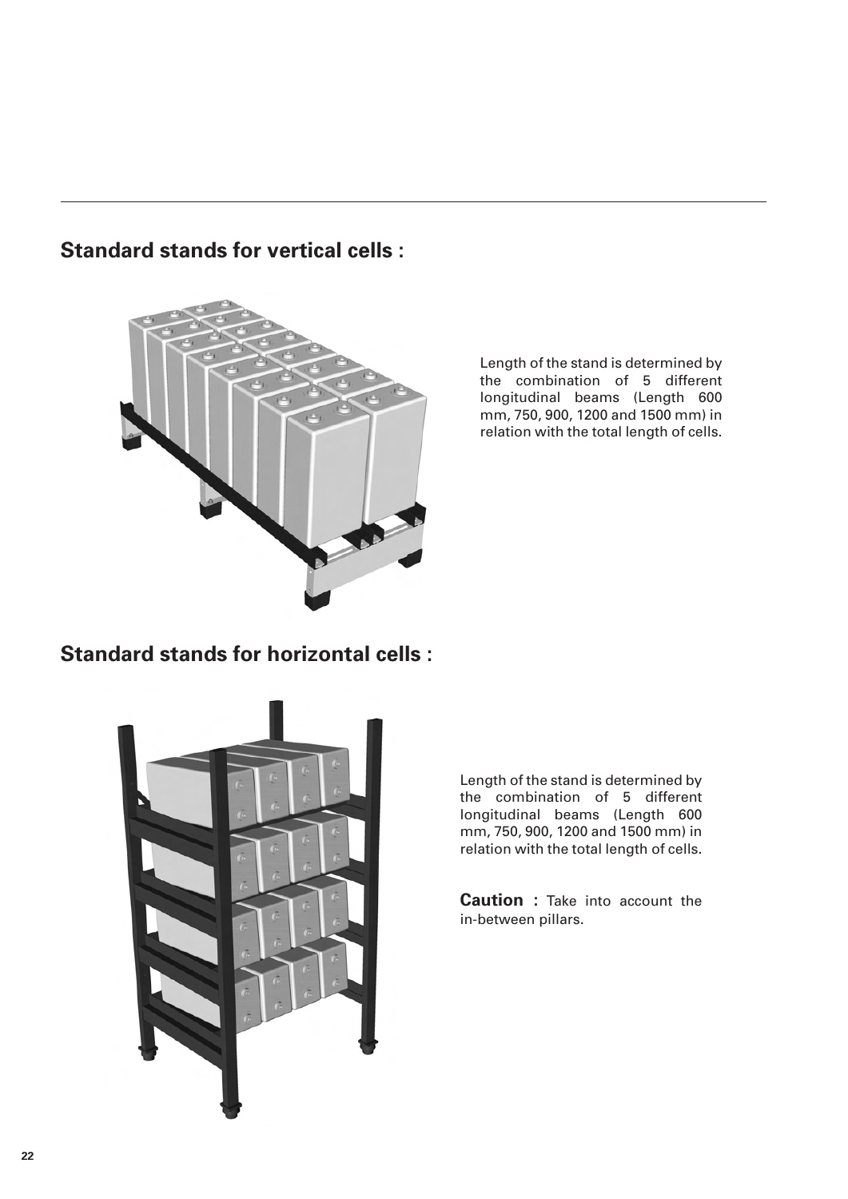## Standard stands for vertical cells :

Length of the stand is determined by the combination of 5 different longitudinal beams (Length 600 mm, 750, 900, 1200 and 1500 mm) in relation with the total length of cells.

## Standard stands for horizontal cells :

Length of the stand is determined by the combination of 5 different longitudinal beams (Length 600 mm, 750, 900, 1200 and 1500 mm) in relation with the total length of cells.

**Caution :** Take into account the in-between pillars.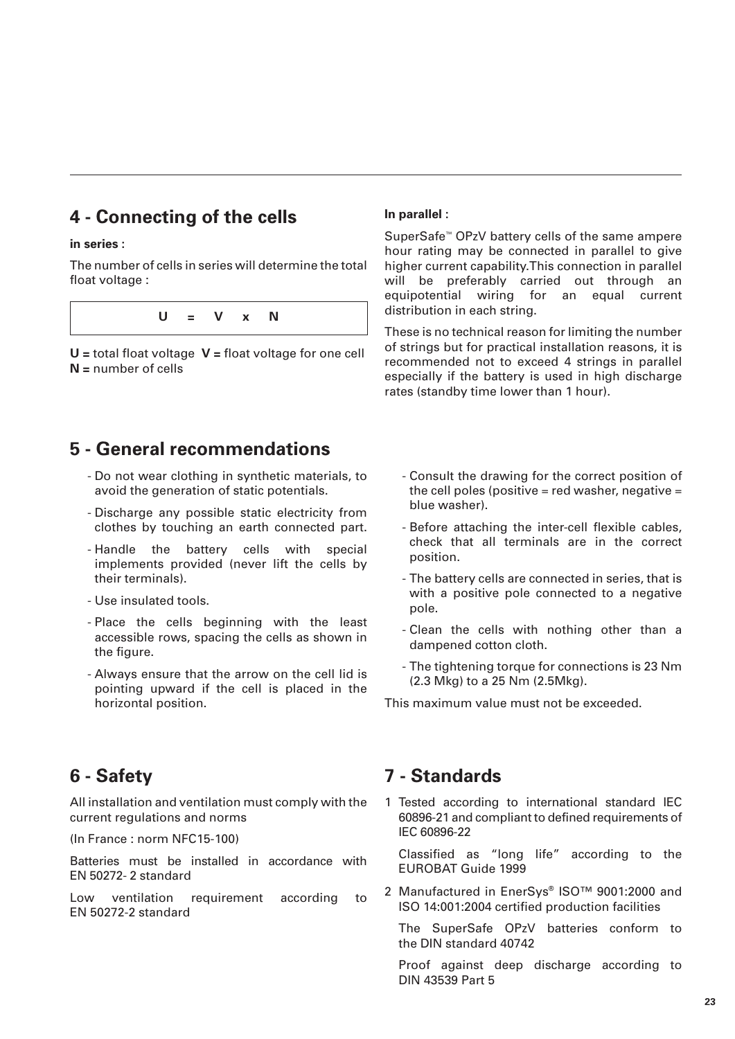## 4 - Connecting of the cells

**in series :**

The number of cells in series will determine the total float voltage :

$$U = V \times N$$

**U =** total float voltage **V =** float voltage for one cell
**N =** number of cells

**In parallel :**

SuperSafe™ OPzV battery cells of the same ampere hour rating may be connected in parallel to give higher current capability.This connection in parallel will be preferably carried out through an equipotential wiring for an equal current distribution in each string.

These is no technical reason for limiting the number of strings but for practical installation reasons, it is recommended not to exceed 4 strings in parallel especially if the battery is used in high discharge rates (standby time lower than 1 hour).

## 5 - General recommendations

- Do not wear clothing in synthetic materials, to avoid the generation of static potentials.
- Discharge any possible static electricity from clothes by touching an earth connected part.
- Handle the battery cells with special implements provided (never lift the cells by their terminals).
- Use insulated tools.
- Place the cells beginning with the least accessible rows, spacing the cells as shown in the figure.
- Always ensure that the arrow on the cell lid is pointing upward if the cell is placed in the horizontal position.
- Consult the drawing for the correct position of the cell poles (positive = red washer, negative = blue washer).
- Before attaching the inter-cell flexible cables, check that all terminals are in the correct position.
- The battery cells are connected in series, that is with a positive pole connected to a negative pole.
- Clean the cells with nothing other than a dampened cotton cloth.
- The tightening torque for connections is 23 Nm (2.3 Mkg) to a 25 Nm (2.5Mkg).

This maximum value must not be exceeded.

## 6 - Safety

All installation and ventilation must comply with the current regulations and norms

(In France : norm NFC15-100)

Batteries must be installed in accordance with EN 50272- 2 standard

Low ventilation requirement according to EN 50272-2 standard

## 7 - Standards

1 Tested according to international standard IEC 60896-21 and compliant to defined requirements of IEC 60896-22

  Classified as "long life" according to the EUROBAT Guide 1999

2 Manufactured in EnerSys® ISO™ 9001:2000 and ISO 14:001:2004 certified production facilities

  The SuperSafe OPzV batteries conform to the DIN standard 40742

  Proof against deep discharge according to DIN 43539 Part 5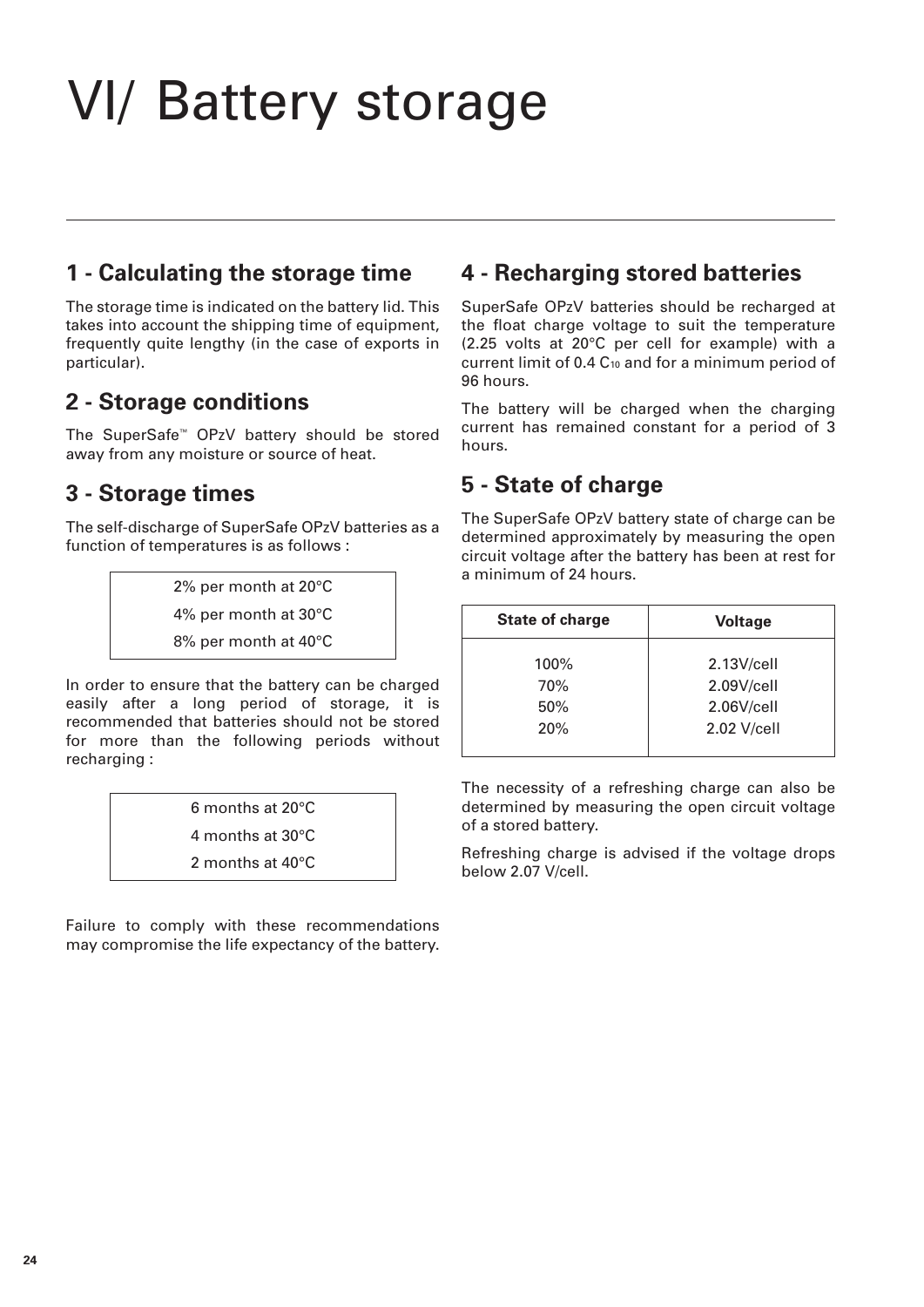# VI/ Battery storage

## 1 - Calculating the storage time

The storage time is indicated on the battery lid. This takes into account the shipping time of equipment, frequently quite lengthy (in the case of exports in particular).

## 2 - Storage conditions

The SuperSafe™ OPzV battery should be stored away from any moisture or source of heat.

## 3 - Storage times

The self-discharge of SuperSafe OPzV batteries as a function of temperatures is as follows :

| |
|---|
| 2% per month at 20°C |
| 4% per month at 30°C |
| 8% per month at 40°C |

In order to ensure that the battery can be charged easily after a long period of storage, it is recommended that batteries should not be stored for more than the following periods without recharging :

| |
|---|
| 6 months at 20°C |
| 4 months at 30°C |
| 2 months at 40°C |

Failure to comply with these recommendations may compromise the life expectancy of the battery.

## 4 - Recharging stored batteries

SuperSafe OPzV batteries should be recharged at the float charge voltage to suit the temperature (2.25 volts at 20°C per cell for example) with a current limit of 0.4 $C_{10}$ and for a minimum period of 96 hours.

The battery will be charged when the charging current has remained constant for a period of 3 hours.

## 5 - State of charge

The SuperSafe OPzV battery state of charge can be determined approximately by measuring the open circuit voltage after the battery has been at rest for a minimum of 24 hours.

| State of charge | Voltage |
|---|---|
| 100% | 2.13V/cell |
| 70% | 2.09V/cell |
| 50% | 2.06V/cell |
| 20% | 2.02 V/cell |

The necessity of a refreshing charge can also be determined by measuring the open circuit voltage of a stored battery.

Refreshing charge is advised if the voltage drops below 2.07 V/cell.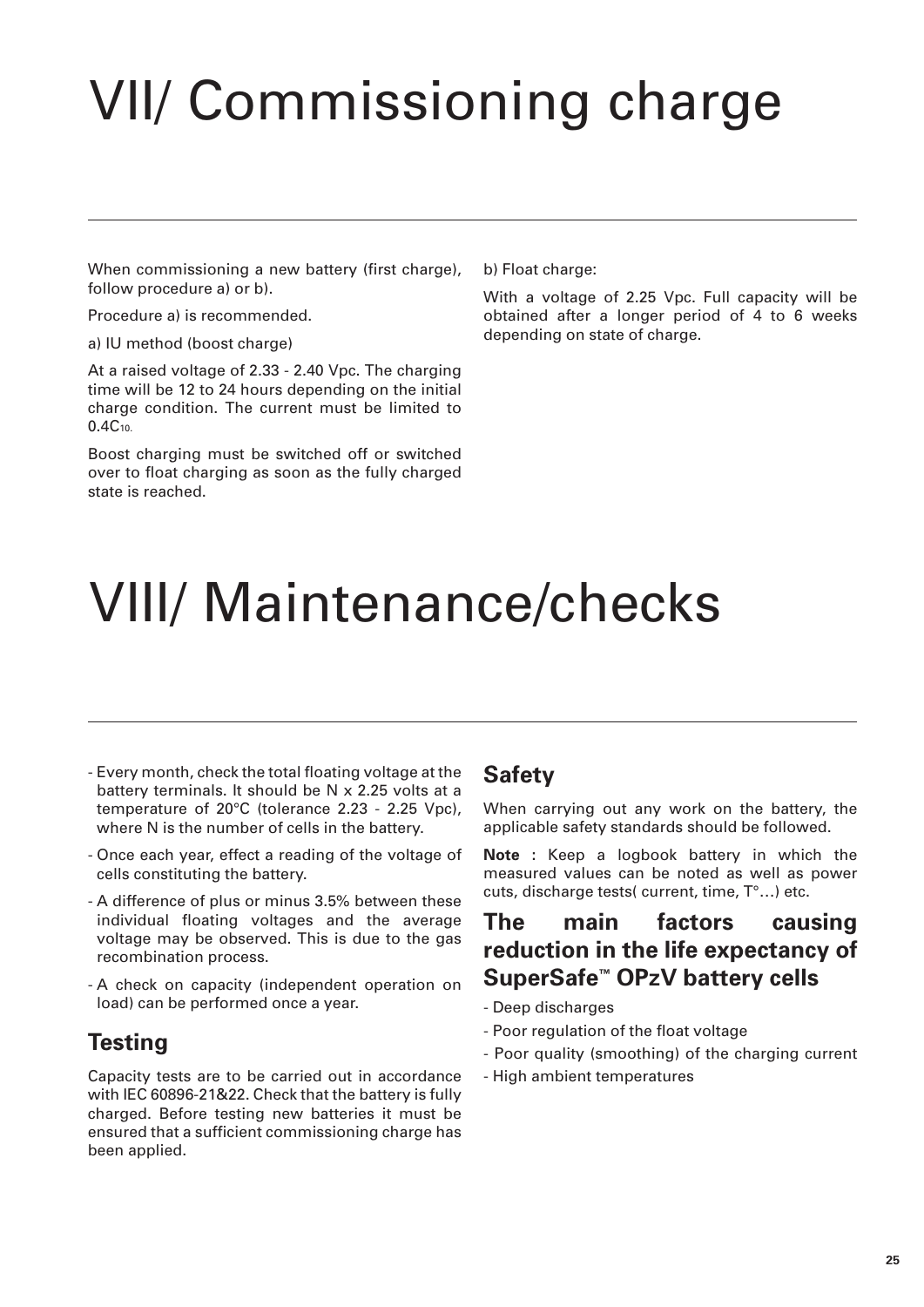# VII/ Commissioning charge

When commissioning a new battery (first charge), follow procedure a) or b).

Procedure a) is recommended.

a) IU method (boost charge)

At a raised voltage of 2.33 - 2.40 Vpc. The charging time will be 12 to 24 hours depending on the initial charge condition. The current must be limited to $0.4C_{10}$.

Boost charging must be switched off or switched over to float charging as soon as the fully charged state is reached.

b) Float charge:

With a voltage of 2.25 Vpc. Full capacity will be obtained after a longer period of 4 to 6 weeks depending on state of charge.

# VIII/ Maintenance/checks

- Every month, check the total floating voltage at the battery terminals. It should be N x 2.25 volts at a temperature of 20°C (tolerance 2.23 - 2.25 Vpc), where N is the number of cells in the battery.
- Once each year, effect a reading of the voltage of cells constituting the battery.
- A difference of plus or minus 3.5% between these individual floating voltages and the average voltage may be observed. This is due to the gas recombination process.
- A check on capacity (independent operation on load) can be performed once a year.

## Testing

Capacity tests are to be carried out in accordance with IEC 60896-21&22. Check that the battery is fully charged. Before testing new batteries it must be ensured that a sufficient commissioning charge has been applied.

## Safety

When carrying out any work on the battery, the applicable safety standards should be followed.

**Note :** Keep a logbook battery in which the measured values can be noted as well as power cuts, discharge tests( current, time, T°…) etc.

## The main factors causing reduction in the life expectancy of SuperSafe™ OPzV battery cells

- Deep discharges
- Poor regulation of the float voltage
- Poor quality (smoothing) of the charging current
- High ambient temperatures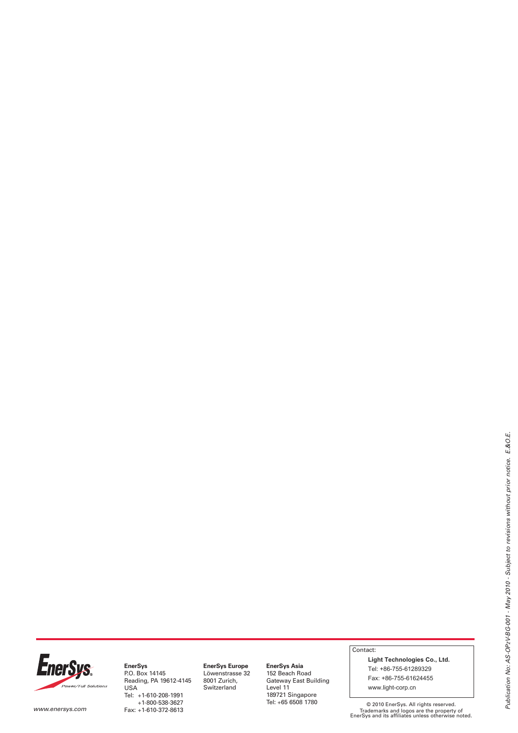EnerSys
Power/Full Solutions

www.enersys.com

**EnerSys**
P.O. Box 14145
Reading, PA 19612-4145
USA
Tel: +1-610-208-1991
+1-800-538-3627
Fax: +1-610-372-8613

**EnerSys Europe**
Löwenstrasse 32
8001 Zurich,
Switzerland

**EnerSys Asia**
152 Beach Road
Gateway East Building
Level 11
189721 Singapore
Tel: +65 6508 1780

Contact:

**Light Technologies Co., Ltd.**
Tel: +86-755-61289329
Fax: +86-755-61624455
www.light-corp.cn

© 2010 EnerSys. All rights reserved.
Trademarks and logos are the property of EnerSys and its affiliates unless otherwise noted.

*Publication No: AS-OPzV-BG-001 - May 2010 - Subject to revisions without prior notice. E.&O.E.*